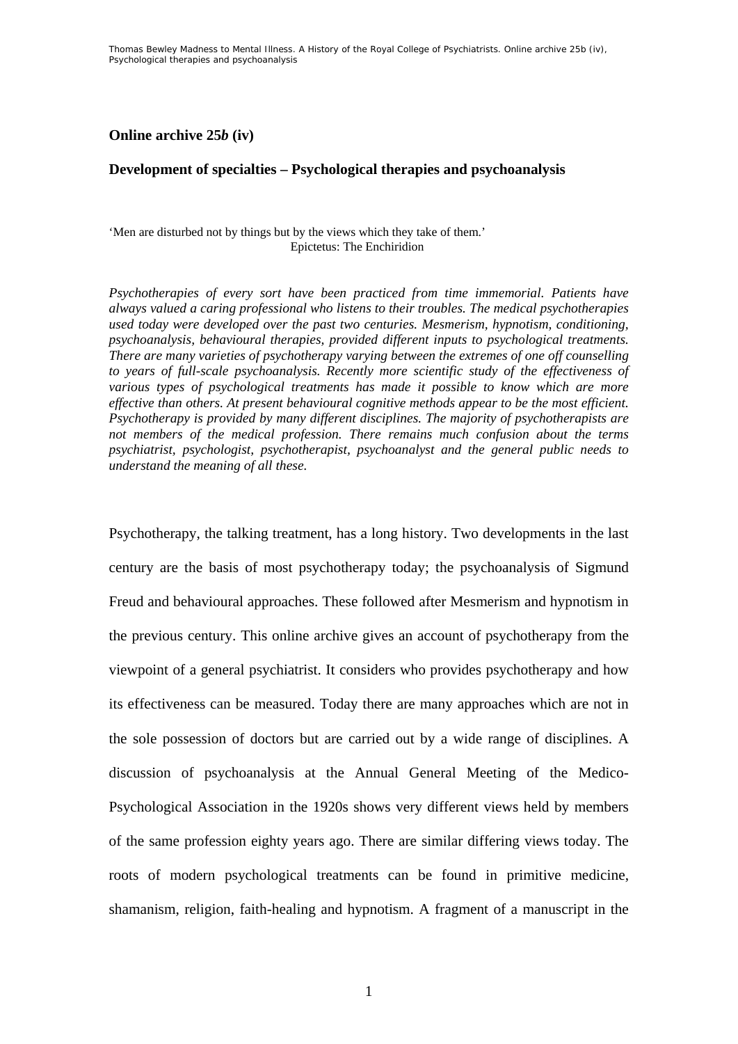**Online archive 25*b* (iv)**

**Development of specialties – Psychological therapies and psychoanalysis**

'Men are disturbed not by things but by the views which they take of them.'
Epictetus: The Enchiridion

*Psychotherapies of every sort have been practiced from time immemorial. Patients have always valued a caring professional who listens to their troubles. The medical psychotherapies used today were developed over the past two centuries. Mesmerism, hypnotism, conditioning, psychoanalysis, behavioural therapies, provided different inputs to psychological treatments. There are many varieties of psychotherapy varying between the extremes of one off counselling to years of full-scale psychoanalysis. Recently more scientific study of the effectiveness of various types of psychological treatments has made it possible to know which are more effective than others. At present behavioural cognitive methods appear to be the most efficient. Psychotherapy is provided by many different disciplines. The majority of psychotherapists are not members of the medical profession. There remains much confusion about the terms psychiatrist, psychologist, psychotherapist, psychoanalyst and the general public needs to understand the meaning of all these.*

Psychotherapy, the talking treatment, has a long history. Two developments in the last century are the basis of most psychotherapy today; the psychoanalysis of Sigmund Freud and behavioural approaches. These followed after Mesmerism and hypnotism in the previous century. This online archive gives an account of psychotherapy from the viewpoint of a general psychiatrist. It considers who provides psychotherapy and how its effectiveness can be measured. Today there are many approaches which are not in the sole possession of doctors but are carried out by a wide range of disciplines. A discussion of psychoanalysis at the Annual General Meeting of the Medico-Psychological Association in the 1920s shows very different views held by members of the same profession eighty years ago. There are similar differing views today. The roots of modern psychological treatments can be found in primitive medicine, shamanism, religion, faith-healing and hypnotism. A fragment of a manuscript in the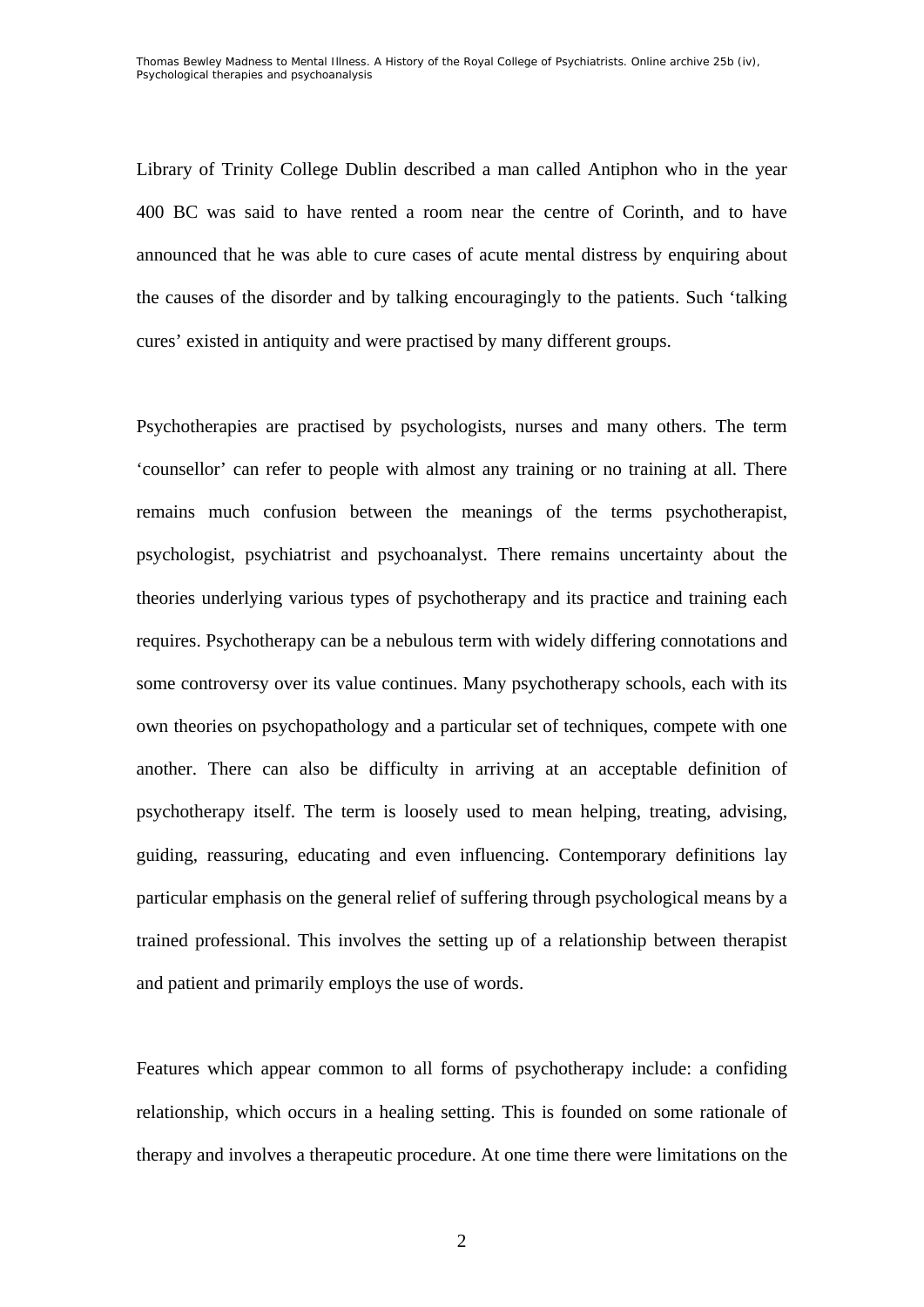Library of Trinity College Dublin described a man called Antiphon who in the year 400 BC was said to have rented a room near the centre of Corinth, and to have announced that he was able to cure cases of acute mental distress by enquiring about the causes of the disorder and by talking encouragingly to the patients. Such 'talking cures' existed in antiquity and were practised by many different groups.

Psychotherapies are practised by psychologists, nurses and many others. The term 'counsellor' can refer to people with almost any training or no training at all. There remains much confusion between the meanings of the terms psychotherapist, psychologist, psychiatrist and psychoanalyst. There remains uncertainty about the theories underlying various types of psychotherapy and its practice and training each requires. Psychotherapy can be a nebulous term with widely differing connotations and some controversy over its value continues. Many psychotherapy schools, each with its own theories on psychopathology and a particular set of techniques, compete with one another. There can also be difficulty in arriving at an acceptable definition of psychotherapy itself. The term is loosely used to mean helping, treating, advising, guiding, reassuring, educating and even influencing. Contemporary definitions lay particular emphasis on the general relief of suffering through psychological means by a trained professional. This involves the setting up of a relationship between therapist and patient and primarily employs the use of words.

Features which appear common to all forms of psychotherapy include: a confiding relationship, which occurs in a healing setting. This is founded on some rationale of therapy and involves a therapeutic procedure. At one time there were limitations on the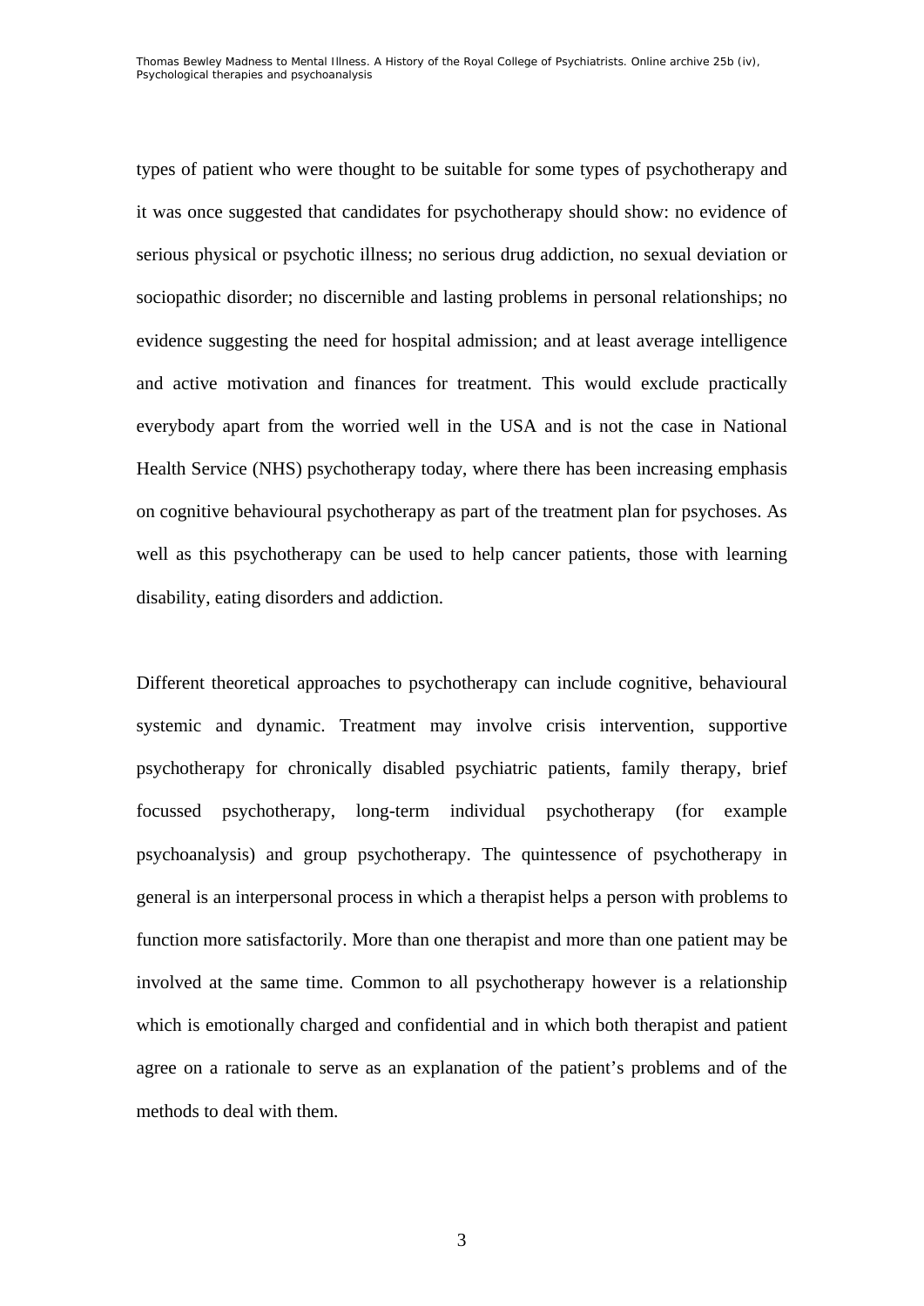types of patient who were thought to be suitable for some types of psychotherapy and it was once suggested that candidates for psychotherapy should show: no evidence of serious physical or psychotic illness; no serious drug addiction, no sexual deviation or sociopathic disorder; no discernible and lasting problems in personal relationships; no evidence suggesting the need for hospital admission; and at least average intelligence and active motivation and finances for treatment. This would exclude practically everybody apart from the worried well in the USA and is not the case in National Health Service (NHS) psychotherapy today, where there has been increasing emphasis on cognitive behavioural psychotherapy as part of the treatment plan for psychoses. As well as this psychotherapy can be used to help cancer patients, those with learning disability, eating disorders and addiction.

Different theoretical approaches to psychotherapy can include cognitive, behavioural systemic and dynamic. Treatment may involve crisis intervention, supportive psychotherapy for chronically disabled psychiatric patients, family therapy, brief focussed psychotherapy, long-term individual psychotherapy (for example psychoanalysis) and group psychotherapy. The quintessence of psychotherapy in general is an interpersonal process in which a therapist helps a person with problems to function more satisfactorily. More than one therapist and more than one patient may be involved at the same time. Common to all psychotherapy however is a relationship which is emotionally charged and confidential and in which both therapist and patient agree on a rationale to serve as an explanation of the patient's problems and of the methods to deal with them.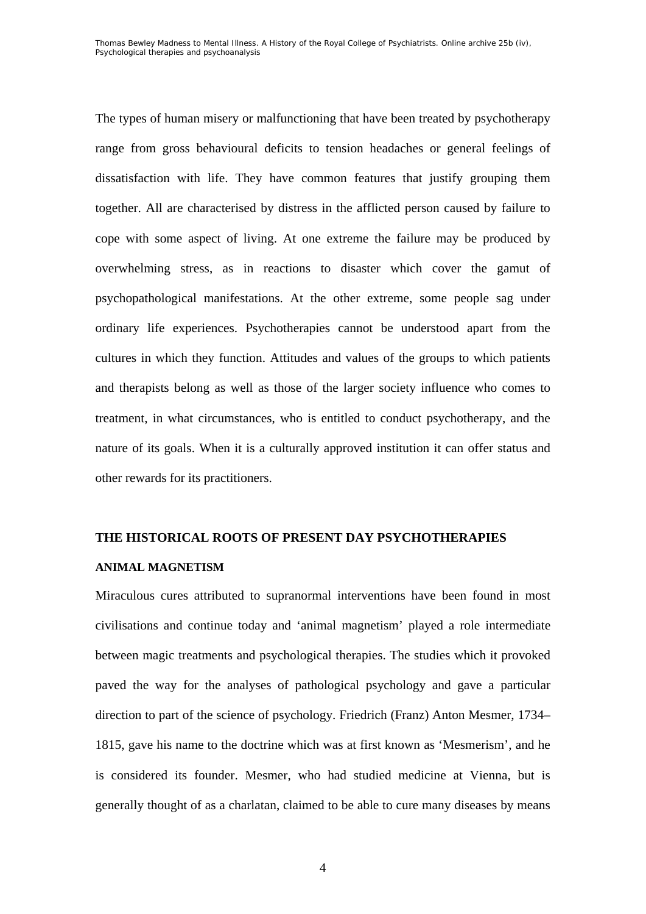The types of human misery or malfunctioning that have been treated by psychotherapy range from gross behavioural deficits to tension headaches or general feelings of dissatisfaction with life. They have common features that justify grouping them together. All are characterised by distress in the afflicted person caused by failure to cope with some aspect of living. At one extreme the failure may be produced by overwhelming stress, as in reactions to disaster which cover the gamut of psychopathological manifestations. At the other extreme, some people sag under ordinary life experiences. Psychotherapies cannot be understood apart from the cultures in which they function. Attitudes and values of the groups to which patients and therapists belong as well as those of the larger society influence who comes to treatment, in what circumstances, who is entitled to conduct psychotherapy, and the nature of its goals. When it is a culturally approved institution it can offer status and other rewards for its practitioners.

## THE HISTORICAL ROOTS OF PRESENT DAY PSYCHOTHERAPIES

### ANIMAL MAGNETISM

Miraculous cures attributed to supranormal interventions have been found in most civilisations and continue today and 'animal magnetism' played a role intermediate between magic treatments and psychological therapies. The studies which it provoked paved the way for the analyses of pathological psychology and gave a particular direction to part of the science of psychology. Friedrich (Franz) Anton Mesmer, 1734–1815, gave his name to the doctrine which was at first known as 'Mesmerism', and he is considered its founder. Mesmer, who had studied medicine at Vienna, but is generally thought of as a charlatan, claimed to be able to cure many diseases by means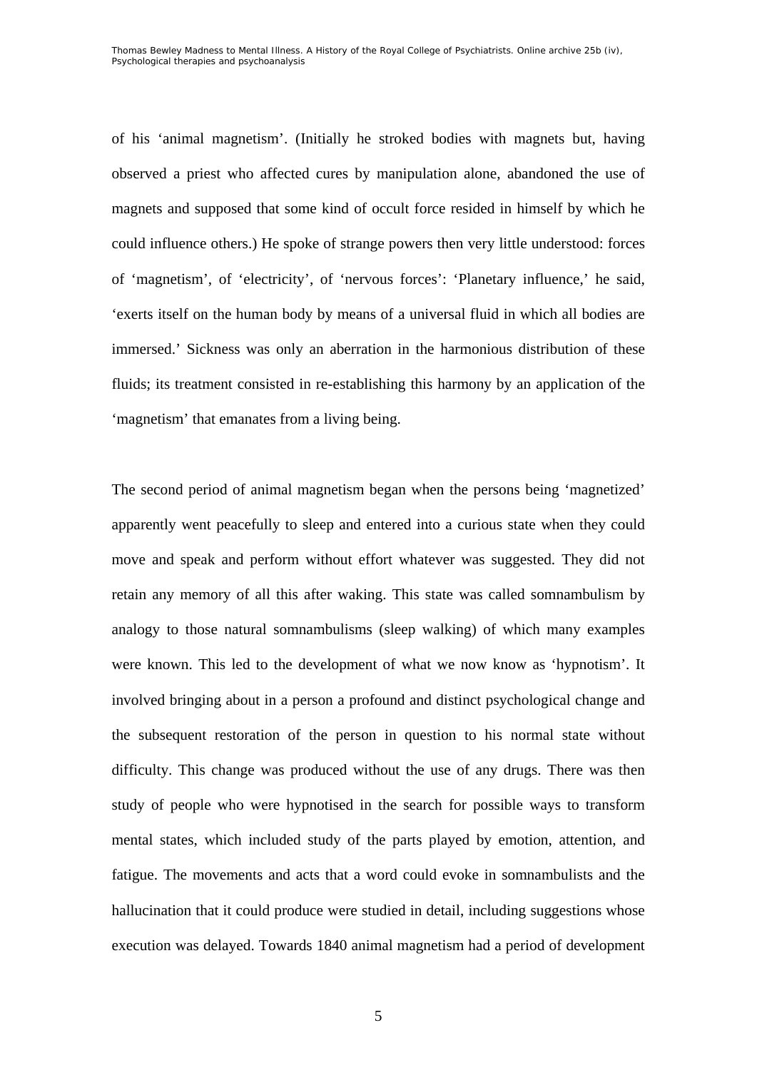of his ‘animal magnetism’. (Initially he stroked bodies with magnets but, having observed a priest who affected cures by manipulation alone, abandoned the use of magnets and supposed that some kind of occult force resided in himself by which he could influence others.) He spoke of strange powers then very little understood: forces of ‘magnetism’, of ‘electricity’, of ‘nervous forces’: ‘Planetary influence,’ he said, ‘exerts itself on the human body by means of a universal fluid in which all bodies are immersed.’ Sickness was only an aberration in the harmonious distribution of these fluids; its treatment consisted in re-establishing this harmony by an application of the ‘magnetism’ that emanates from a living being.

The second period of animal magnetism began when the persons being ‘magnetized’ apparently went peacefully to sleep and entered into a curious state when they could move and speak and perform without effort whatever was suggested. They did not retain any memory of all this after waking. This state was called somnambulism by analogy to those natural somnambulisms (sleep walking) of which many examples were known. This led to the development of what we now know as ‘hypnotism’. It involved bringing about in a person a profound and distinct psychological change and the subsequent restoration of the person in question to his normal state without difficulty. This change was produced without the use of any drugs. There was then study of people who were hypnotised in the search for possible ways to transform mental states, which included study of the parts played by emotion, attention, and fatigue. The movements and acts that a word could evoke in somnambulists and the hallucination that it could produce were studied in detail, including suggestions whose execution was delayed. Towards 1840 animal magnetism had a period of development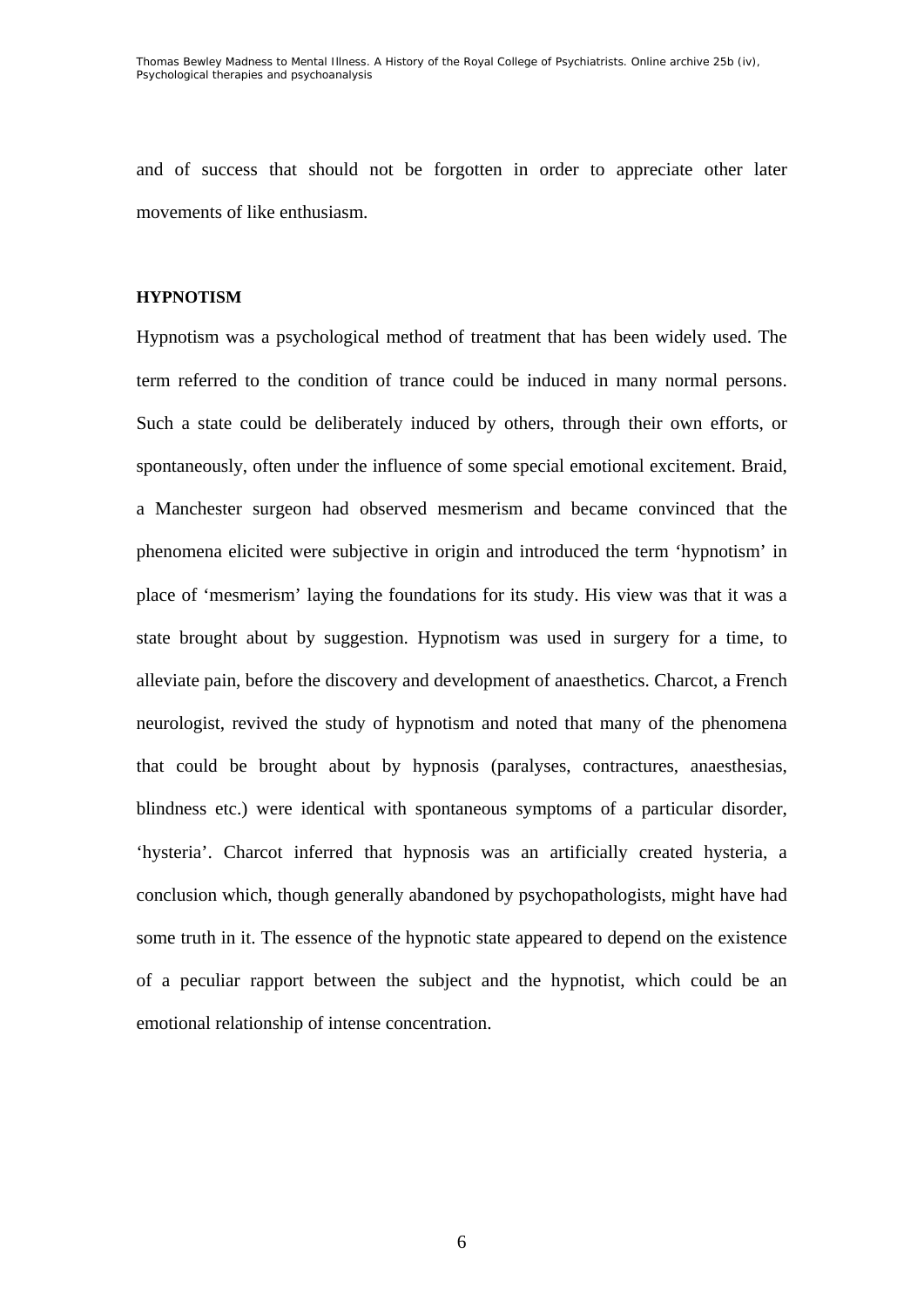and of success that should not be forgotten in order to appreciate other later movements of like enthusiasm.

**HYPNOTISM**

Hypnotism was a psychological method of treatment that has been widely used. The term referred to the condition of trance could be induced in many normal persons. Such a state could be deliberately induced by others, through their own efforts, or spontaneously, often under the influence of some special emotional excitement. Braid, a Manchester surgeon had observed mesmerism and became convinced that the phenomena elicited were subjective in origin and introduced the term 'hypnotism' in place of 'mesmerism' laying the foundations for its study. His view was that it was a state brought about by suggestion. Hypnotism was used in surgery for a time, to alleviate pain, before the discovery and development of anaesthetics. Charcot, a French neurologist, revived the study of hypnotism and noted that many of the phenomena that could be brought about by hypnosis (paralyses, contractures, anaesthesias, blindness etc.) were identical with spontaneous symptoms of a particular disorder, 'hysteria'. Charcot inferred that hypnosis was an artificially created hysteria, a conclusion which, though generally abandoned by psychopathologists, might have had some truth in it. The essence of the hypnotic state appeared to depend on the existence of a peculiar rapport between the subject and the hypnotist, which could be an emotional relationship of intense concentration.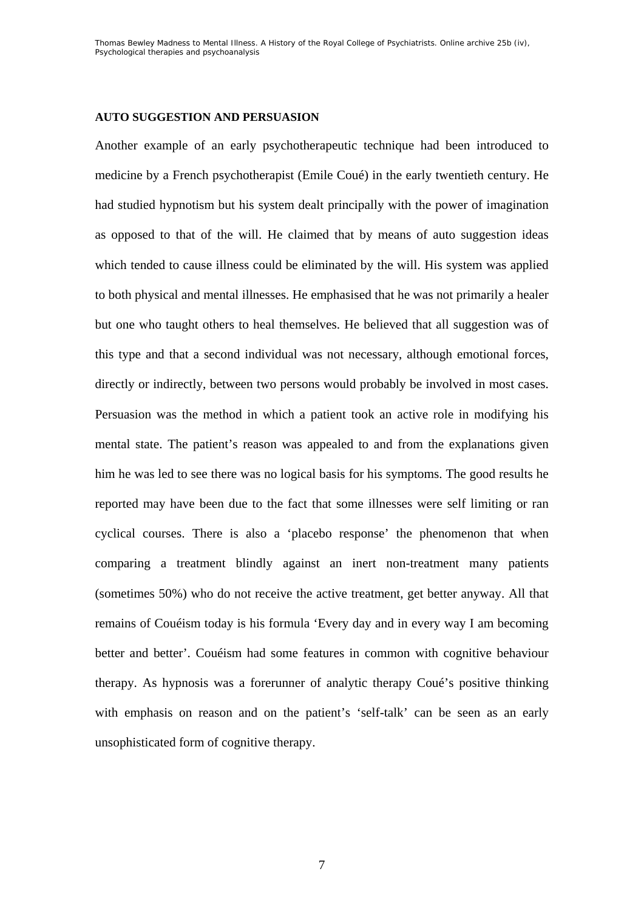**AUTO SUGGESTION AND PERSUASION**

Another example of an early psychotherapeutic technique had been introduced to medicine by a French psychotherapist (Emile Coué) in the early twentieth century. He had studied hypnotism but his system dealt principally with the power of imagination as opposed to that of the will. He claimed that by means of auto suggestion ideas which tended to cause illness could be eliminated by the will. His system was applied to both physical and mental illnesses. He emphasised that he was not primarily a healer but one who taught others to heal themselves. He believed that all suggestion was of this type and that a second individual was not necessary, although emotional forces, directly or indirectly, between two persons would probably be involved in most cases. Persuasion was the method in which a patient took an active role in modifying his mental state. The patient's reason was appealed to and from the explanations given him he was led to see there was no logical basis for his symptoms. The good results he reported may have been due to the fact that some illnesses were self limiting or ran cyclical courses. There is also a 'placebo response' the phenomenon that when comparing a treatment blindly against an inert non-treatment many patients (sometimes 50%) who do not receive the active treatment, get better anyway. All that remains of Couéism today is his formula 'Every day and in every way I am becoming better and better'. Couéism had some features in common with cognitive behaviour therapy. As hypnosis was a forerunner of analytic therapy Coué's positive thinking with emphasis on reason and on the patient's 'self-talk' can be seen as an early unsophisticated form of cognitive therapy.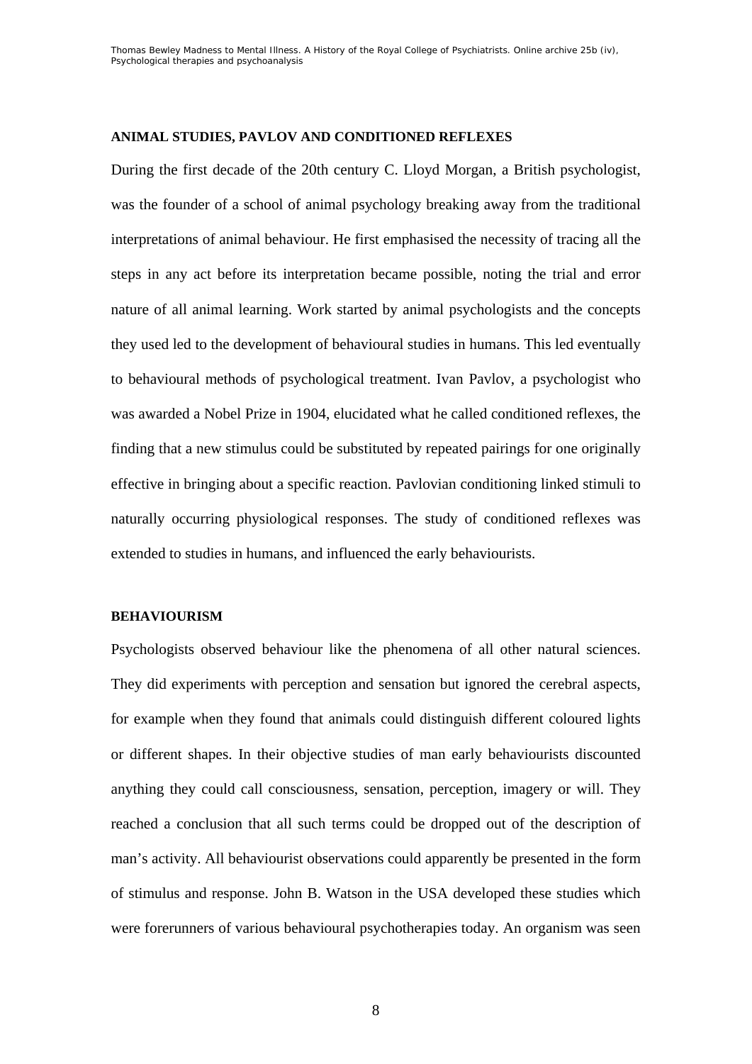## ANIMAL STUDIES, PAVLOV AND CONDITIONED REFLEXES

During the first decade of the 20th century C. Lloyd Morgan, a British psychologist, was the founder of a school of animal psychology breaking away from the traditional interpretations of animal behaviour. He first emphasised the necessity of tracing all the steps in any act before its interpretation became possible, noting the trial and error nature of all animal learning. Work started by animal psychologists and the concepts they used led to the development of behavioural studies in humans. This led eventually to behavioural methods of psychological treatment. Ivan Pavlov, a psychologist who was awarded a Nobel Prize in 1904, elucidated what he called conditioned reflexes, the finding that a new stimulus could be substituted by repeated pairings for one originally effective in bringing about a specific reaction. Pavlovian conditioning linked stimuli to naturally occurring physiological responses. The study of conditioned reflexes was extended to studies in humans, and influenced the early behaviourists.

## BEHAVIOURISM

Psychologists observed behaviour like the phenomena of all other natural sciences. They did experiments with perception and sensation but ignored the cerebral aspects, for example when they found that animals could distinguish different coloured lights or different shapes. In their objective studies of man early behaviourists discounted anything they could call consciousness, sensation, perception, imagery or will. They reached a conclusion that all such terms could be dropped out of the description of man's activity. All behaviourist observations could apparently be presented in the form of stimulus and response. John B. Watson in the USA developed these studies which were forerunners of various behavioural psychotherapies today. An organism was seen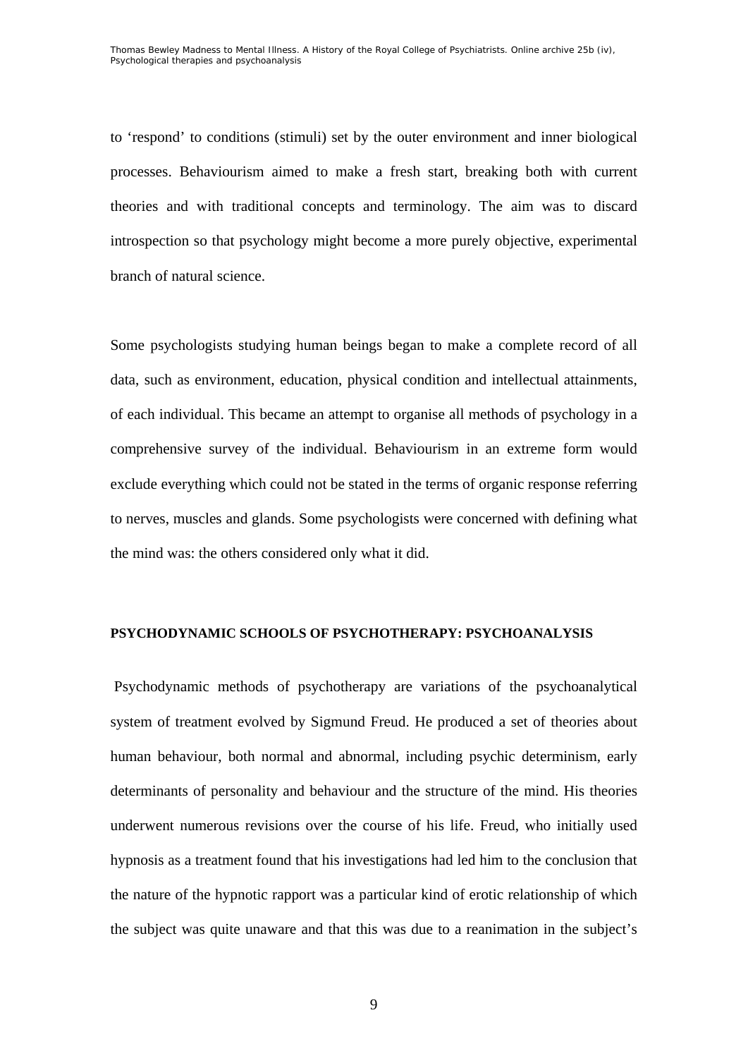to ‘respond’ to conditions (stimuli) set by the outer environment and inner biological processes. Behaviourism aimed to make a fresh start, breaking both with current theories and with traditional concepts and terminology. The aim was to discard introspection so that psychology might become a more purely objective, experimental branch of natural science.

Some psychologists studying human beings began to make a complete record of all data, such as environment, education, physical condition and intellectual attainments, of each individual. This became an attempt to organise all methods of psychology in a comprehensive survey of the individual. Behaviourism in an extreme form would exclude everything which could not be stated in the terms of organic response referring to nerves, muscles and glands. Some psychologists were concerned with defining what the mind was: the others considered only what it did.

## PSYCHODYNAMIC SCHOOLS OF PSYCHOTHERAPY: PSYCHOANALYSIS

Psychodynamic methods of psychotherapy are variations of the psychoanalytical system of treatment evolved by Sigmund Freud. He produced a set of theories about human behaviour, both normal and abnormal, including psychic determinism, early determinants of personality and behaviour and the structure of the mind. His theories underwent numerous revisions over the course of his life. Freud, who initially used hypnosis as a treatment found that his investigations had led him to the conclusion that the nature of the hypnotic rapport was a particular kind of erotic relationship of which the subject was quite unaware and that this was due to a reanimation in the subject’s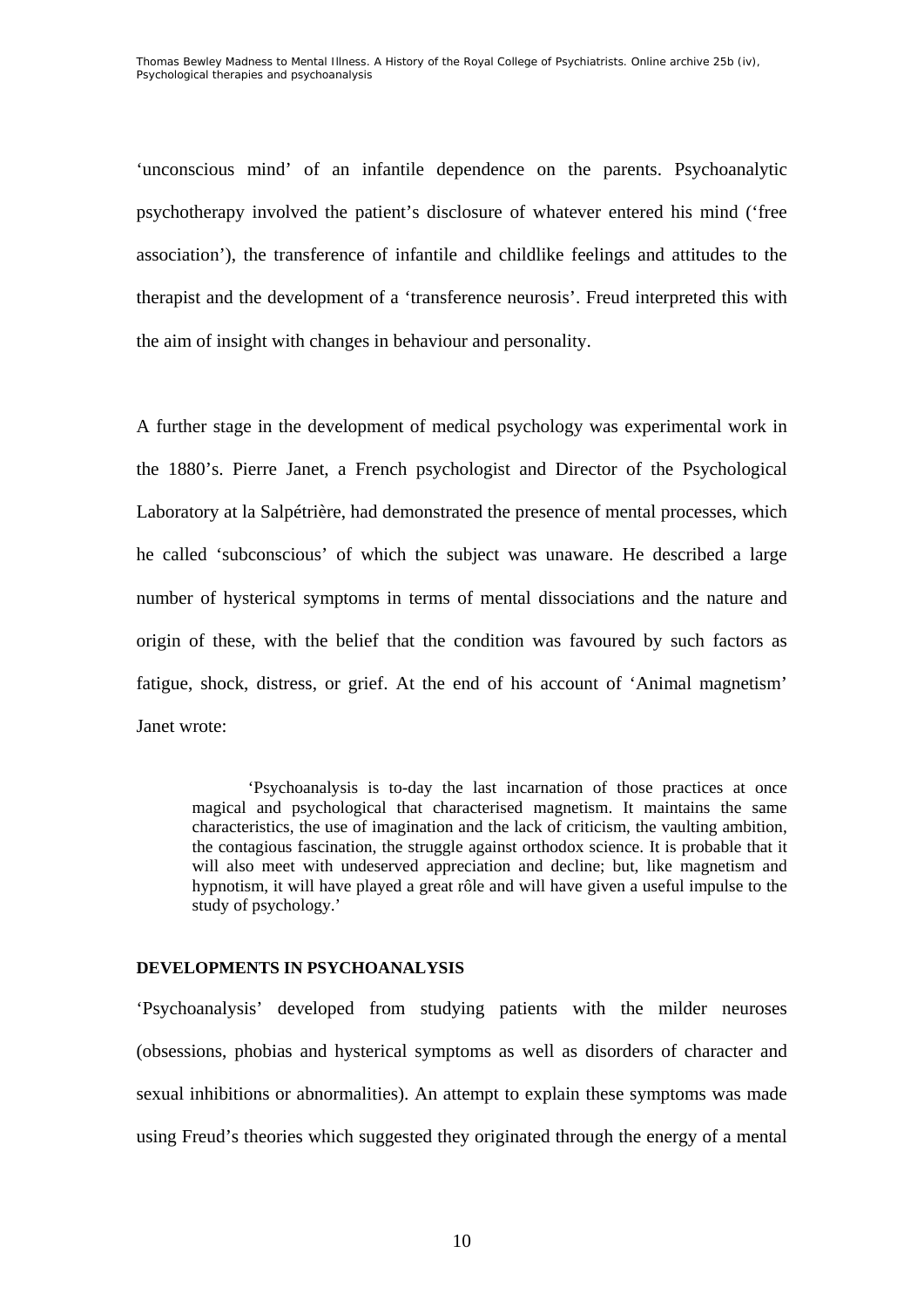'unconscious mind' of an infantile dependence on the parents. Psychoanalytic psychotherapy involved the patient's disclosure of whatever entered his mind ('free association'), the transference of infantile and childlike feelings and attitudes to the therapist and the development of a 'transference neurosis'. Freud interpreted this with the aim of insight with changes in behaviour and personality.

A further stage in the development of medical psychology was experimental work in the 1880's. Pierre Janet, a French psychologist and Director of the Psychological Laboratory at la Salpétrière, had demonstrated the presence of mental processes, which he called 'subconscious' of which the subject was unaware. He described a large number of hysterical symptoms in terms of mental dissociations and the nature and origin of these, with the belief that the condition was favoured by such factors as fatigue, shock, distress, or grief. At the end of his account of 'Animal magnetism' Janet wrote:

> 'Psychoanalysis is to-day the last incarnation of those practices at once magical and psychological that characterised magnetism. It maintains the same characteristics, the use of imagination and the lack of criticism, the vaulting ambition, the contagious fascination, the struggle against orthodox science. It is probable that it will also meet with undeserved appreciation and decline; but, like magnetism and hypnotism, it will have played a great rôle and will have given a useful impulse to the study of psychology.'

**DEVELOPMENTS IN PSYCHOANALYSIS**

'Psychoanalysis' developed from studying patients with the milder neuroses (obsessions, phobias and hysterical symptoms as well as disorders of character and sexual inhibitions or abnormalities). An attempt to explain these symptoms was made using Freud's theories which suggested they originated through the energy of a mental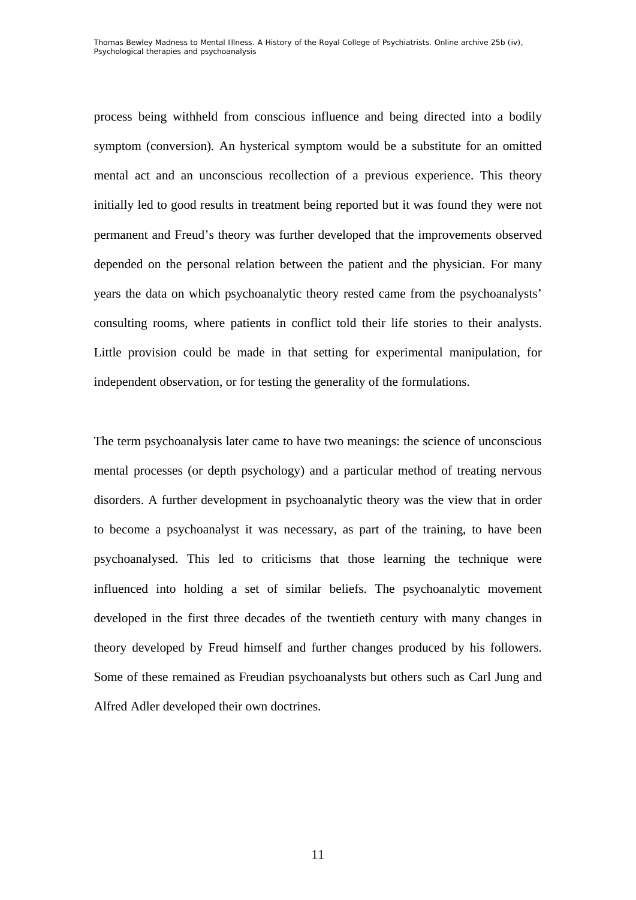process being withheld from conscious influence and being directed into a bodily symptom (conversion). An hysterical symptom would be a substitute for an omitted mental act and an unconscious recollection of a previous experience. This theory initially led to good results in treatment being reported but it was found they were not permanent and Freud's theory was further developed that the improvements observed depended on the personal relation between the patient and the physician. For many years the data on which psychoanalytic theory rested came from the psychoanalysts' consulting rooms, where patients in conflict told their life stories to their analysts. Little provision could be made in that setting for experimental manipulation, for independent observation, or for testing the generality of the formulations.

The term psychoanalysis later came to have two meanings: the science of unconscious mental processes (or depth psychology) and a particular method of treating nervous disorders. A further development in psychoanalytic theory was the view that in order to become a psychoanalyst it was necessary, as part of the training, to have been psychoanalysed. This led to criticisms that those learning the technique were influenced into holding a set of similar beliefs. The psychoanalytic movement developed in the first three decades of the twentieth century with many changes in theory developed by Freud himself and further changes produced by his followers. Some of these remained as Freudian psychoanalysts but others such as Carl Jung and Alfred Adler developed their own doctrines.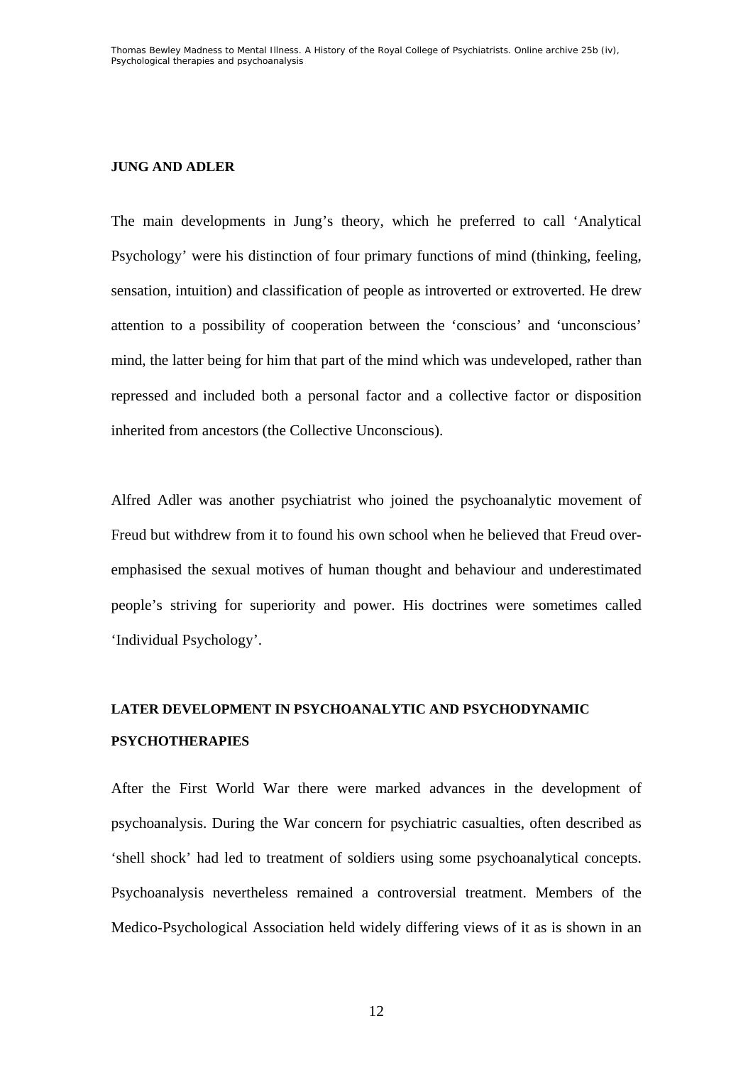**JUNG AND ADLER**

The main developments in Jung's theory, which he preferred to call 'Analytical Psychology' were his distinction of four primary functions of mind (thinking, feeling, sensation, intuition) and classification of people as introverted or extroverted. He drew attention to a possibility of cooperation between the 'conscious' and 'unconscious' mind, the latter being for him that part of the mind which was undeveloped, rather than repressed and included both a personal factor and a collective factor or disposition inherited from ancestors (the Collective Unconscious).

Alfred Adler was another psychiatrist who joined the psychoanalytic movement of Freud but withdrew from it to found his own school when he believed that Freud over-emphasised the sexual motives of human thought and behaviour and underestimated people's striving for superiority and power. His doctrines were sometimes called 'Individual Psychology'.

**LATER DEVELOPMENT IN PSYCHOANALYTIC AND PSYCHODYNAMIC PSYCHOTHERAPIES**

After the First World War there were marked advances in the development of psychoanalysis. During the War concern for psychiatric casualties, often described as 'shell shock' had led to treatment of soldiers using some psychoanalytical concepts. Psychoanalysis nevertheless remained a controversial treatment. Members of the Medico-Psychological Association held widely differing views of it as is shown in an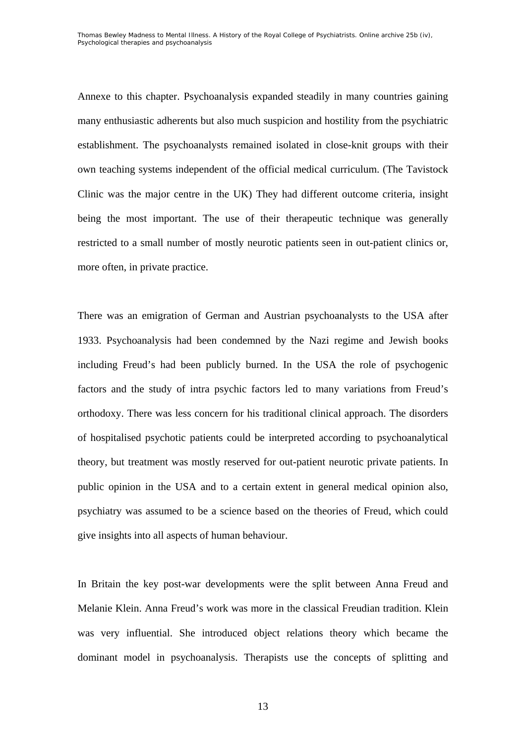Annexe to this chapter. Psychoanalysis expanded steadily in many countries gaining many enthusiastic adherents but also much suspicion and hostility from the psychiatric establishment. The psychoanalysts remained isolated in close-knit groups with their own teaching systems independent of the official medical curriculum. (The Tavistock Clinic was the major centre in the UK) They had different outcome criteria, insight being the most important. The use of their therapeutic technique was generally restricted to a small number of mostly neurotic patients seen in out-patient clinics or, more often, in private practice.

There was an emigration of German and Austrian psychoanalysts to the USA after 1933. Psychoanalysis had been condemned by the Nazi regime and Jewish books including Freud's had been publicly burned. In the USA the role of psychogenic factors and the study of intra psychic factors led to many variations from Freud's orthodoxy. There was less concern for his traditional clinical approach. The disorders of hospitalised psychotic patients could be interpreted according to psychoanalytical theory, but treatment was mostly reserved for out-patient neurotic private patients. In public opinion in the USA and to a certain extent in general medical opinion also, psychiatry was assumed to be a science based on the theories of Freud, which could give insights into all aspects of human behaviour.

In Britain the key post-war developments were the split between Anna Freud and Melanie Klein. Anna Freud's work was more in the classical Freudian tradition. Klein was very influential. She introduced object relations theory which became the dominant model in psychoanalysis. Therapists use the concepts of splitting and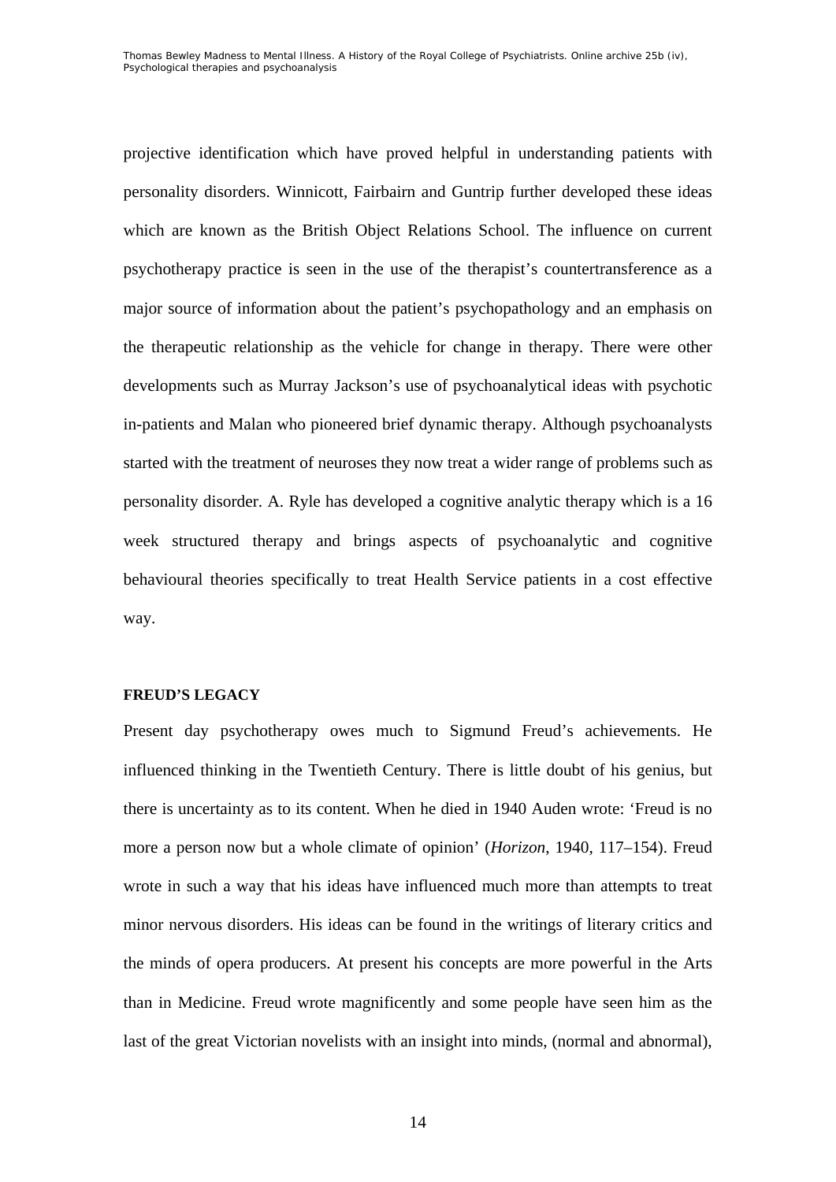projective identification which have proved helpful in understanding patients with personality disorders. Winnicott, Fairbairn and Guntrip further developed these ideas which are known as the British Object Relations School. The influence on current psychotherapy practice is seen in the use of the therapist's countertransference as a major source of information about the patient's psychopathology and an emphasis on the therapeutic relationship as the vehicle for change in therapy. There were other developments such as Murray Jackson's use of psychoanalytical ideas with psychotic in-patients and Malan who pioneered brief dynamic therapy. Although psychoanalysts started with the treatment of neuroses they now treat a wider range of problems such as personality disorder. A. Ryle has developed a cognitive analytic therapy which is a 16 week structured therapy and brings aspects of psychoanalytic and cognitive behavioural theories specifically to treat Health Service patients in a cost effective way.

**FREUD'S LEGACY**

Present day psychotherapy owes much to Sigmund Freud's achievements. He influenced thinking in the Twentieth Century. There is little doubt of his genius, but there is uncertainty as to its content. When he died in 1940 Auden wrote: 'Freud is no more a person now but a whole climate of opinion' (*Horizon*, 1940, 117–154). Freud wrote in such a way that his ideas have influenced much more than attempts to treat minor nervous disorders. His ideas can be found in the writings of literary critics and the minds of opera producers. At present his concepts are more powerful in the Arts than in Medicine. Freud wrote magnificently and some people have seen him as the last of the great Victorian novelists with an insight into minds, (normal and abnormal),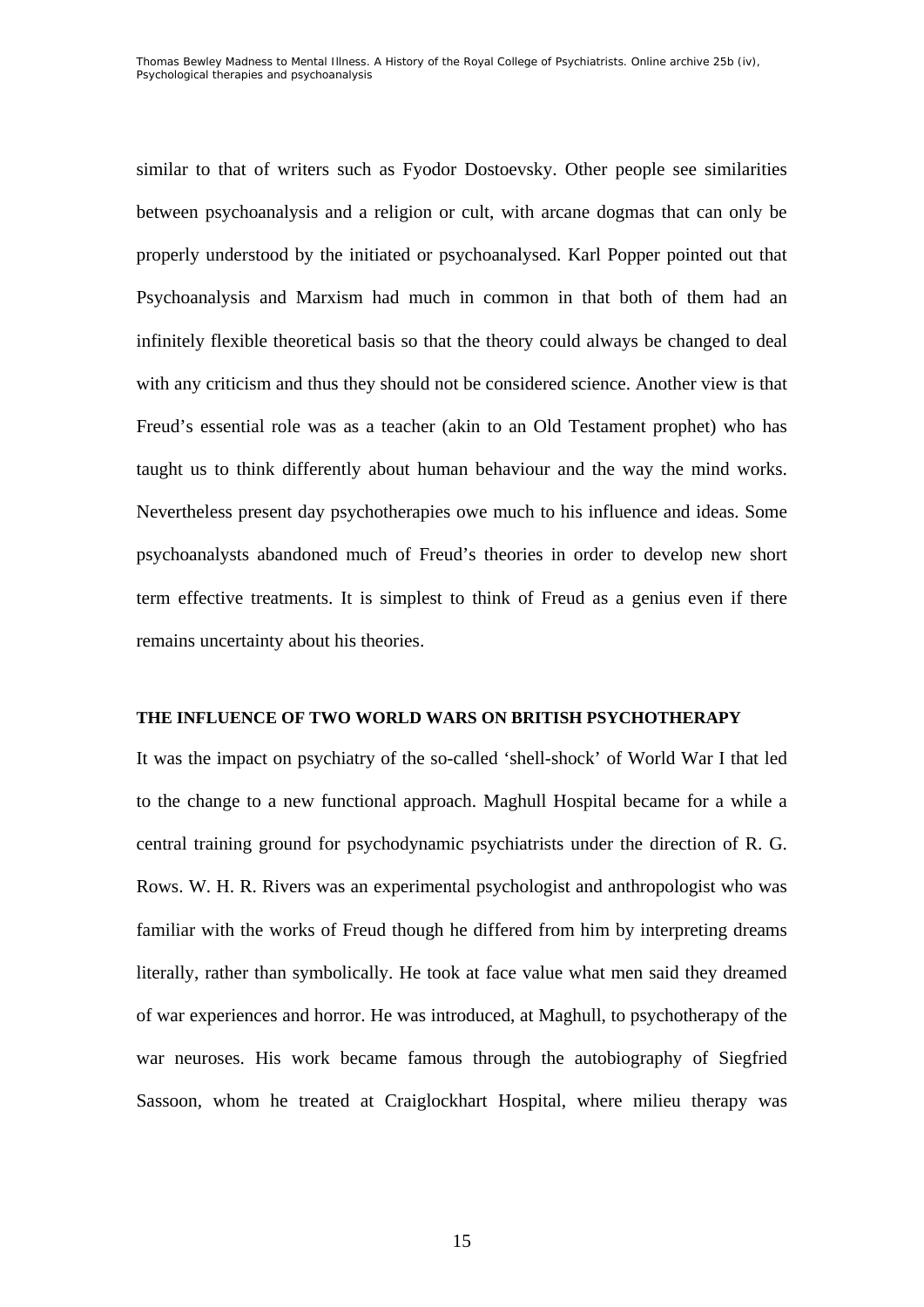similar to that of writers such as Fyodor Dostoevsky. Other people see similarities between psychoanalysis and a religion or cult, with arcane dogmas that can only be properly understood by the initiated or psychoanalysed. Karl Popper pointed out that Psychoanalysis and Marxism had much in common in that both of them had an infinitely flexible theoretical basis so that the theory could always be changed to deal with any criticism and thus they should not be considered science. Another view is that Freud's essential role was as a teacher (akin to an Old Testament prophet) who has taught us to think differently about human behaviour and the way the mind works. Nevertheless present day psychotherapies owe much to his influence and ideas. Some psychoanalysts abandoned much of Freud's theories in order to develop new short term effective treatments. It is simplest to think of Freud as a genius even if there remains uncertainty about his theories.

## THE INFLUENCE OF TWO WORLD WARS ON BRITISH PSYCHOTHERAPY

It was the impact on psychiatry of the so-called 'shell-shock' of World War I that led to the change to a new functional approach. Maghull Hospital became for a while a central training ground for psychodynamic psychiatrists under the direction of R. G. Rows. W. H. R. Rivers was an experimental psychologist and anthropologist who was familiar with the works of Freud though he differed from him by interpreting dreams literally, rather than symbolically. He took at face value what men said they dreamed of war experiences and horror. He was introduced, at Maghull, to psychotherapy of the war neuroses. His work became famous through the autobiography of Siegfried Sassoon, whom he treated at Craiglockhart Hospital, where milieu therapy was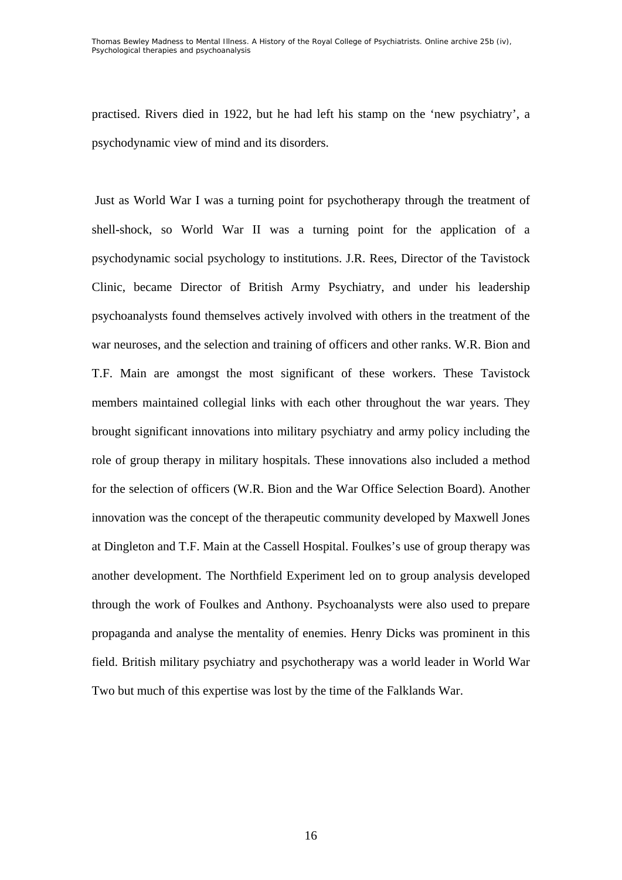practised. Rivers died in 1922, but he had left his stamp on the 'new psychiatry', a psychodynamic view of mind and its disorders.

Just as World War I was a turning point for psychotherapy through the treatment of shell-shock, so World War II was a turning point for the application of a psychodynamic social psychology to institutions. J.R. Rees, Director of the Tavistock Clinic, became Director of British Army Psychiatry, and under his leadership psychoanalysts found themselves actively involved with others in the treatment of the war neuroses, and the selection and training of officers and other ranks. W.R. Bion and T.F. Main are amongst the most significant of these workers. These Tavistock members maintained collegial links with each other throughout the war years. They brought significant innovations into military psychiatry and army policy including the role of group therapy in military hospitals. These innovations also included a method for the selection of officers (W.R. Bion and the War Office Selection Board). Another innovation was the concept of the therapeutic community developed by Maxwell Jones at Dingleton and T.F. Main at the Cassell Hospital. Foulkes's use of group therapy was another development. The Northfield Experiment led on to group analysis developed through the work of Foulkes and Anthony. Psychoanalysts were also used to prepare propaganda and analyse the mentality of enemies. Henry Dicks was prominent in this field. British military psychiatry and psychotherapy was a world leader in World War Two but much of this expertise was lost by the time of the Falklands War.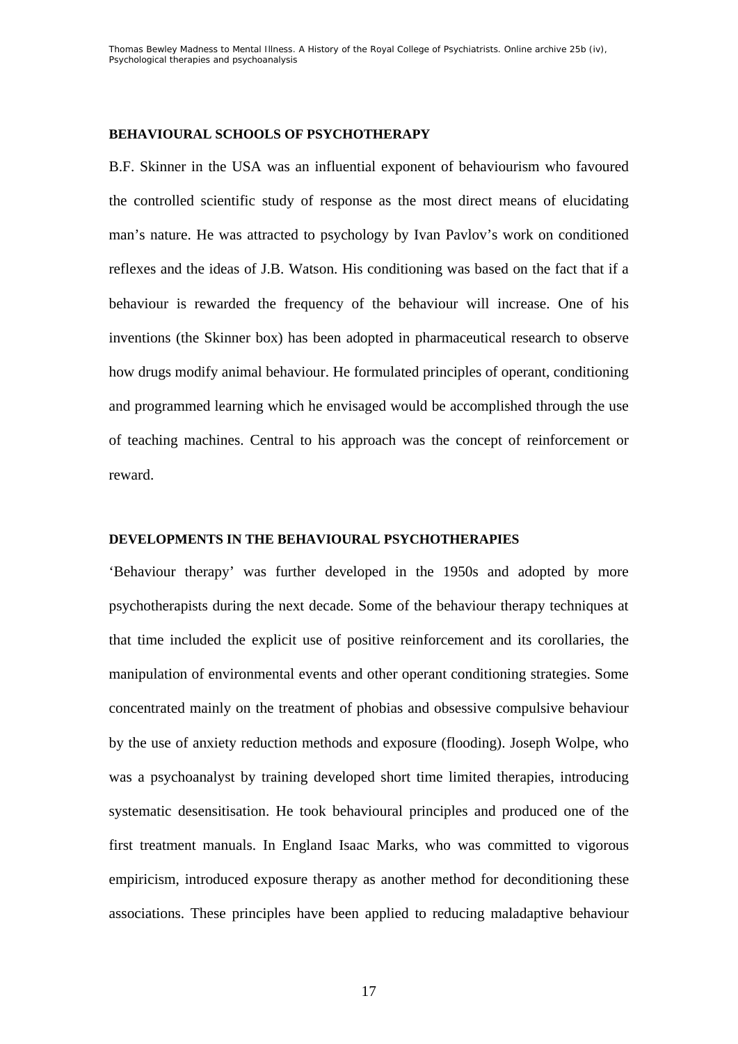**BEHAVIOURAL SCHOOLS OF PSYCHOTHERAPY**

B.F. Skinner in the USA was an influential exponent of behaviourism who favoured the controlled scientific study of response as the most direct means of elucidating man's nature. He was attracted to psychology by Ivan Pavlov's work on conditioned reflexes and the ideas of J.B. Watson. His conditioning was based on the fact that if a behaviour is rewarded the frequency of the behaviour will increase. One of his inventions (the Skinner box) has been adopted in pharmaceutical research to observe how drugs modify animal behaviour. He formulated principles of operant, conditioning and programmed learning which he envisaged would be accomplished through the use of teaching machines. Central to his approach was the concept of reinforcement or reward.

**DEVELOPMENTS IN THE BEHAVIOURAL PSYCHOTHERAPIES**

'Behaviour therapy' was further developed in the 1950s and adopted by more psychotherapists during the next decade. Some of the behaviour therapy techniques at that time included the explicit use of positive reinforcement and its corollaries, the manipulation of environmental events and other operant conditioning strategies. Some concentrated mainly on the treatment of phobias and obsessive compulsive behaviour by the use of anxiety reduction methods and exposure (flooding). Joseph Wolpe, who was a psychoanalyst by training developed short time limited therapies, introducing systematic desensitisation. He took behavioural principles and produced one of the first treatment manuals. In England Isaac Marks, who was committed to vigorous empiricism, introduced exposure therapy as another method for deconditioning these associations. These principles have been applied to reducing maladaptive behaviour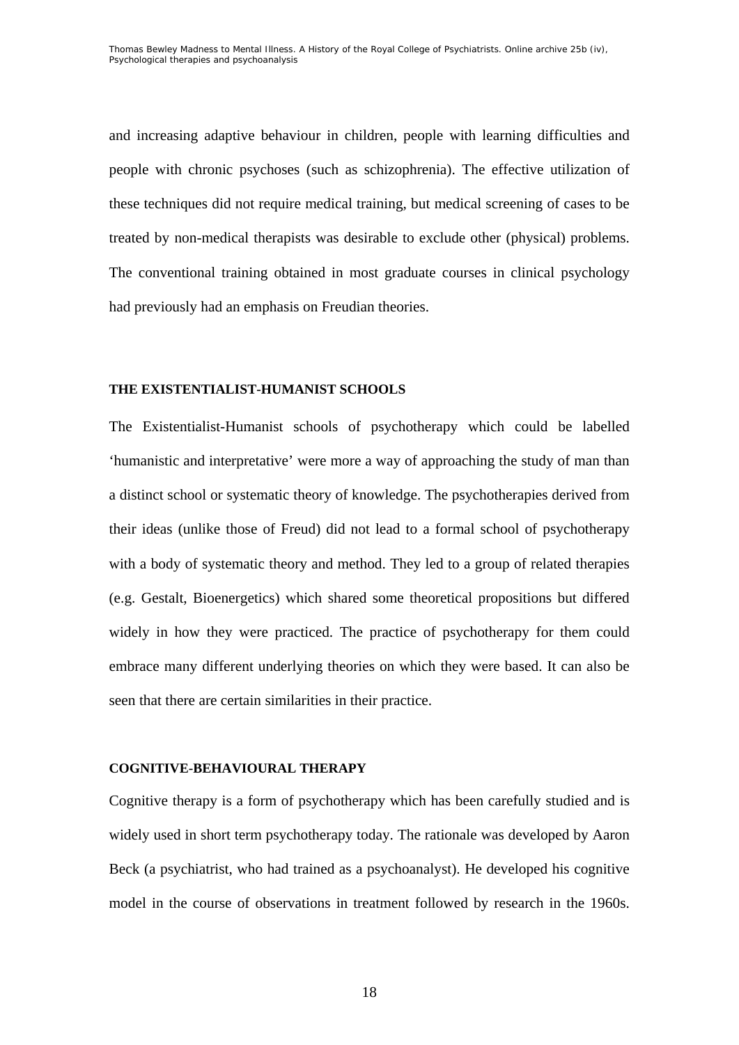and increasing adaptive behaviour in children, people with learning difficulties and people with chronic psychoses (such as schizophrenia). The effective utilization of these techniques did not require medical training, but medical screening of cases to be treated by non-medical therapists was desirable to exclude other (physical) problems. The conventional training obtained in most graduate courses in clinical psychology had previously had an emphasis on Freudian theories.

**THE EXISTENTIALIST-HUMANIST SCHOOLS**

The Existentialist-Humanist schools of psychotherapy which could be labelled 'humanistic and interpretative' were more a way of approaching the study of man than a distinct school or systematic theory of knowledge. The psychotherapies derived from their ideas (unlike those of Freud) did not lead to a formal school of psychotherapy with a body of systematic theory and method. They led to a group of related therapies (e.g. Gestalt, Bioenergetics) which shared some theoretical propositions but differed widely in how they were practiced. The practice of psychotherapy for them could embrace many different underlying theories on which they were based. It can also be seen that there are certain similarities in their practice.

**COGNITIVE-BEHAVIOURAL THERAPY**

Cognitive therapy is a form of psychotherapy which has been carefully studied and is widely used in short term psychotherapy today. The rationale was developed by Aaron Beck (a psychiatrist, who had trained as a psychoanalyst). He developed his cognitive model in the course of observations in treatment followed by research in the 1960s.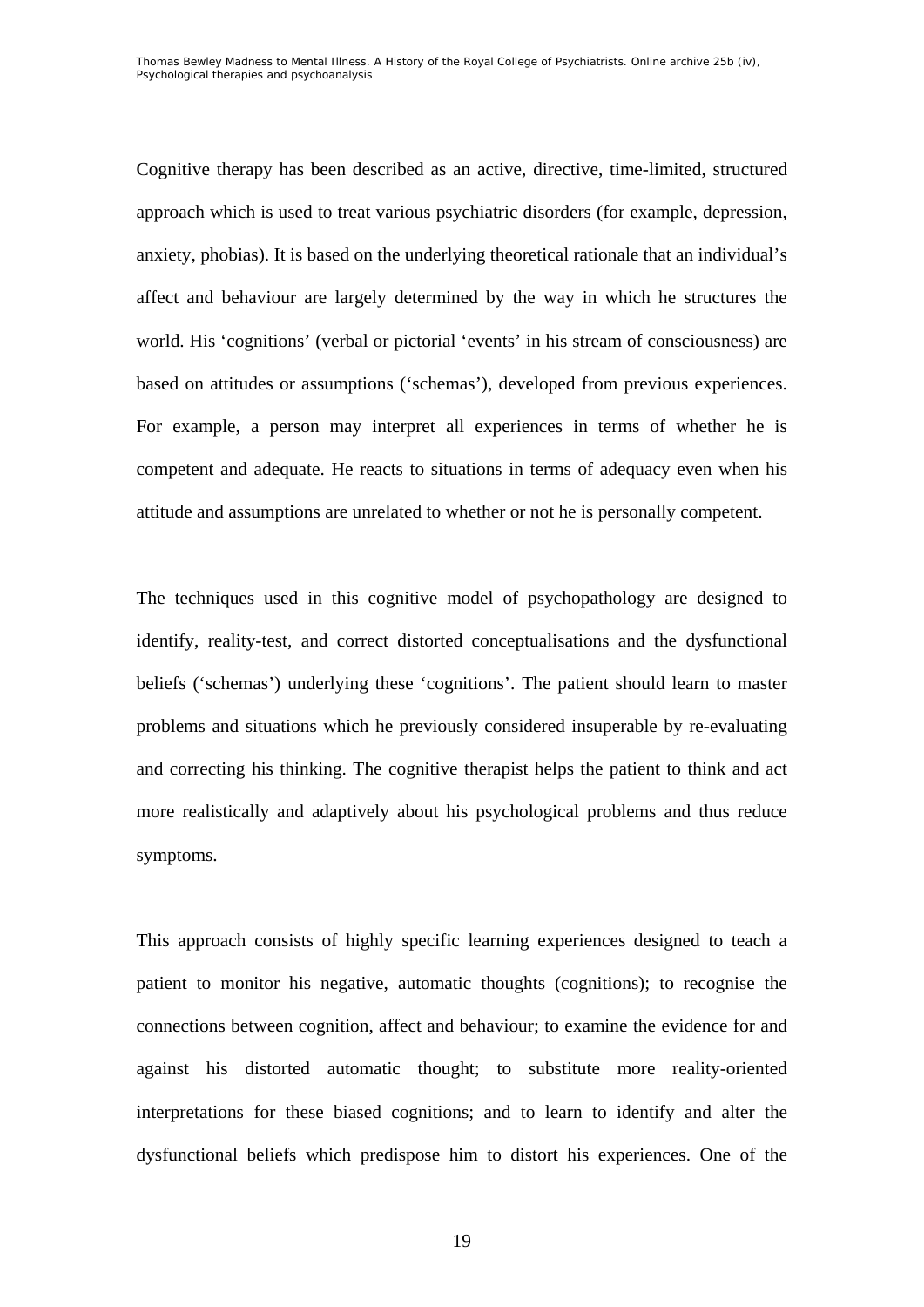Cognitive therapy has been described as an active, directive, time-limited, structured approach which is used to treat various psychiatric disorders (for example, depression, anxiety, phobias). It is based on the underlying theoretical rationale that an individual's affect and behaviour are largely determined by the way in which he structures the world. His 'cognitions' (verbal or pictorial 'events' in his stream of consciousness) are based on attitudes or assumptions ('schemas'), developed from previous experiences. For example, a person may interpret all experiences in terms of whether he is competent and adequate. He reacts to situations in terms of adequacy even when his attitude and assumptions are unrelated to whether or not he is personally competent.

The techniques used in this cognitive model of psychopathology are designed to identify, reality-test, and correct distorted conceptualisations and the dysfunctional beliefs ('schemas') underlying these 'cognitions'. The patient should learn to master problems and situations which he previously considered insuperable by re-evaluating and correcting his thinking. The cognitive therapist helps the patient to think and act more realistically and adaptively about his psychological problems and thus reduce symptoms.

This approach consists of highly specific learning experiences designed to teach a patient to monitor his negative, automatic thoughts (cognitions); to recognise the connections between cognition, affect and behaviour; to examine the evidence for and against his distorted automatic thought; to substitute more reality-oriented interpretations for these biased cognitions; and to learn to identify and alter the dysfunctional beliefs which predispose him to distort his experiences. One of the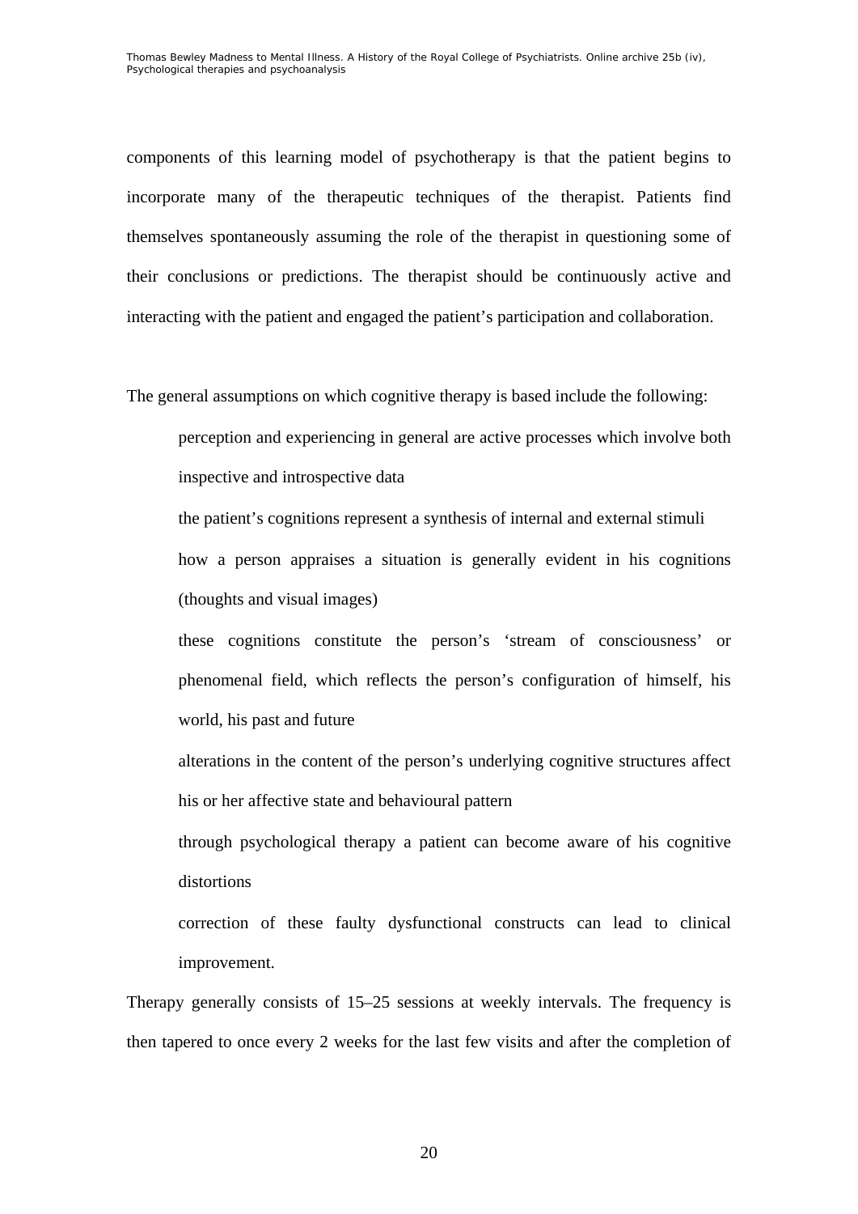components of this learning model of psychotherapy is that the patient begins to incorporate many of the therapeutic techniques of the therapist. Patients find themselves spontaneously assuming the role of the therapist in questioning some of their conclusions or predictions. The therapist should be continuously active and interacting with the patient and engaged the patient's participation and collaboration.

The general assumptions on which cognitive therapy is based include the following:

- perception and experiencing in general are active processes which involve both inspective and introspective data
- the patient's cognitions represent a synthesis of internal and external stimuli
- how a person appraises a situation is generally evident in his cognitions (thoughts and visual images)
- these cognitions constitute the person's 'stream of consciousness' or phenomenal field, which reflects the person's configuration of himself, his world, his past and future
- alterations in the content of the person's underlying cognitive structures affect his or her affective state and behavioural pattern
- through psychological therapy a patient can become aware of his cognitive distortions
- correction of these faulty dysfunctional constructs can lead to clinical improvement.

Therapy generally consists of 15–25 sessions at weekly intervals. The frequency is then tapered to once every 2 weeks for the last few visits and after the completion of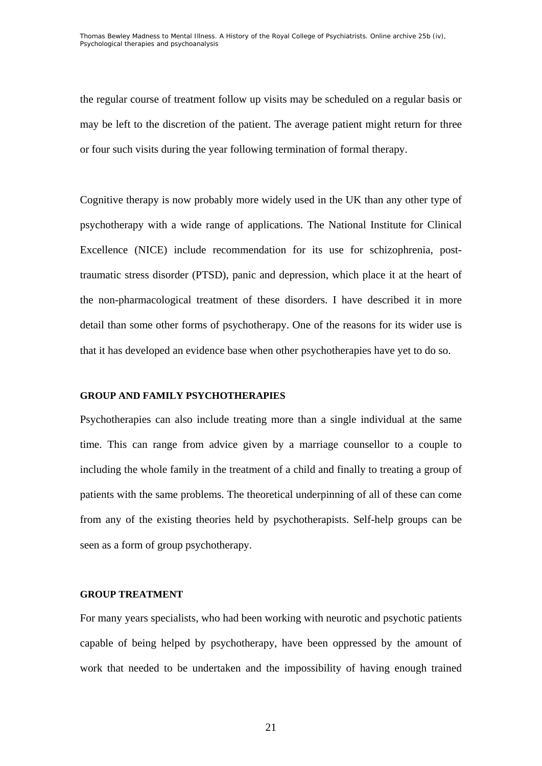the regular course of treatment follow up visits may be scheduled on a regular basis or may be left to the discretion of the patient. The average patient might return for three or four such visits during the year following termination of formal therapy.

Cognitive therapy is now probably more widely used in the UK than any other type of psychotherapy with a wide range of applications. The National Institute for Clinical Excellence (NICE) include recommendation for its use for schizophrenia, post-traumatic stress disorder (PTSD), panic and depression, which place it at the heart of the non-pharmacological treatment of these disorders. I have described it in more detail than some other forms of psychotherapy. One of the reasons for its wider use is that it has developed an evidence base when other psychotherapies have yet to do so.

## GROUP AND FAMILY PSYCHOTHERAPIES

Psychotherapies can also include treating more than a single individual at the same time. This can range from advice given by a marriage counsellor to a couple to including the whole family in the treatment of a child and finally to treating a group of patients with the same problems. The theoretical underpinning of all of these can come from any of the existing theories held by psychotherapists. Self-help groups can be seen as a form of group psychotherapy.

## GROUP TREATMENT

For many years specialists, who had been working with neurotic and psychotic patients capable of being helped by psychotherapy, have been oppressed by the amount of work that needed to be undertaken and the impossibility of having enough trained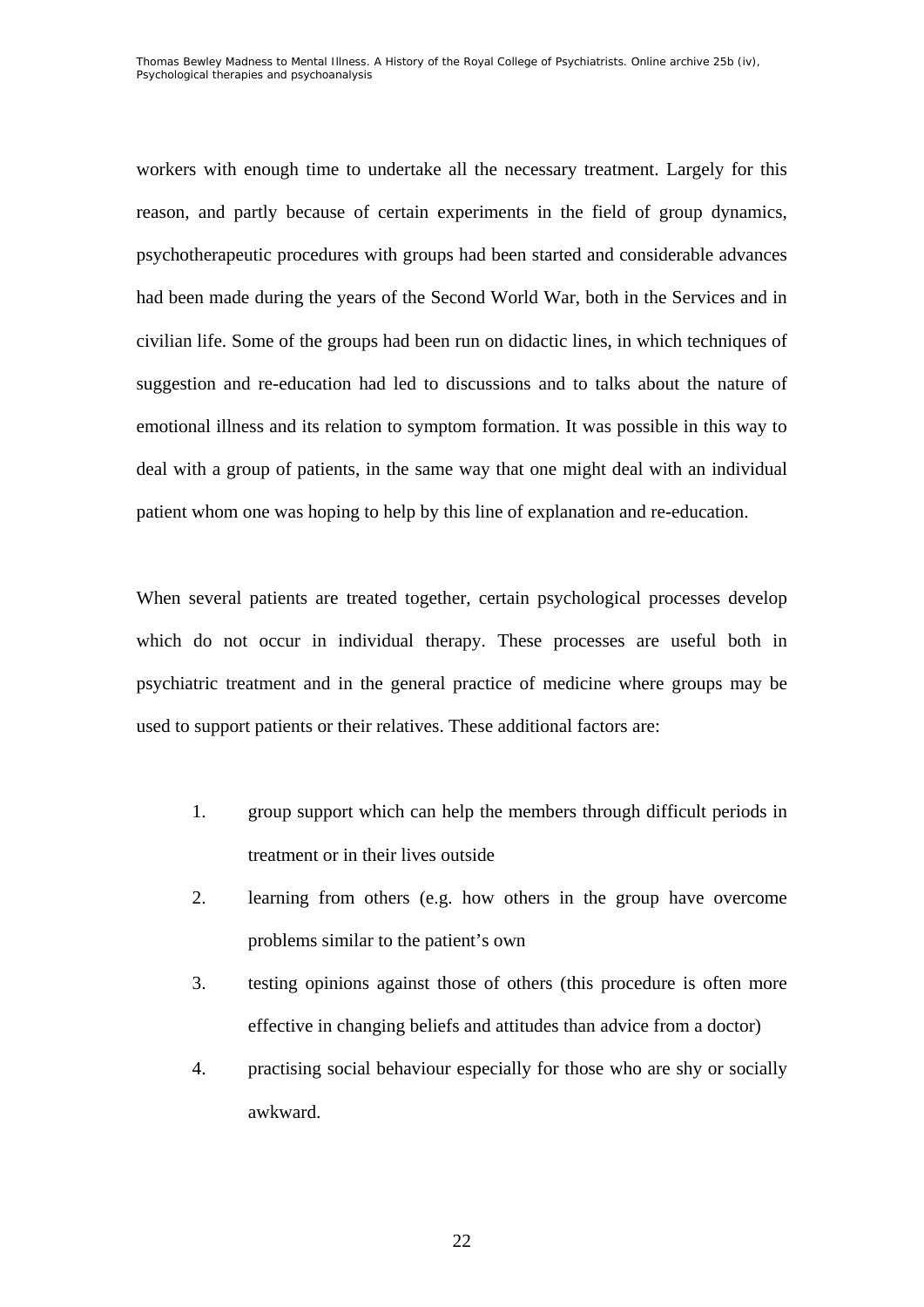workers with enough time to undertake all the necessary treatment. Largely for this reason, and partly because of certain experiments in the field of group dynamics, psychotherapeutic procedures with groups had been started and considerable advances had been made during the years of the Second World War, both in the Services and in civilian life. Some of the groups had been run on didactic lines, in which techniques of suggestion and re-education had led to discussions and to talks about the nature of emotional illness and its relation to symptom formation. It was possible in this way to deal with a group of patients, in the same way that one might deal with an individual patient whom one was hoping to help by this line of explanation and re-education.

When several patients are treated together, certain psychological processes develop which do not occur in individual therapy. These processes are useful both in psychiatric treatment and in the general practice of medicine where groups may be used to support patients or their relatives. These additional factors are:

1. group support which can help the members through difficult periods in treatment or in their lives outside
2. learning from others (e.g. how others in the group have overcome problems similar to the patient's own
3. testing opinions against those of others (this procedure is often more effective in changing beliefs and attitudes than advice from a doctor)
4. practising social behaviour especially for those who are shy or socially awkward.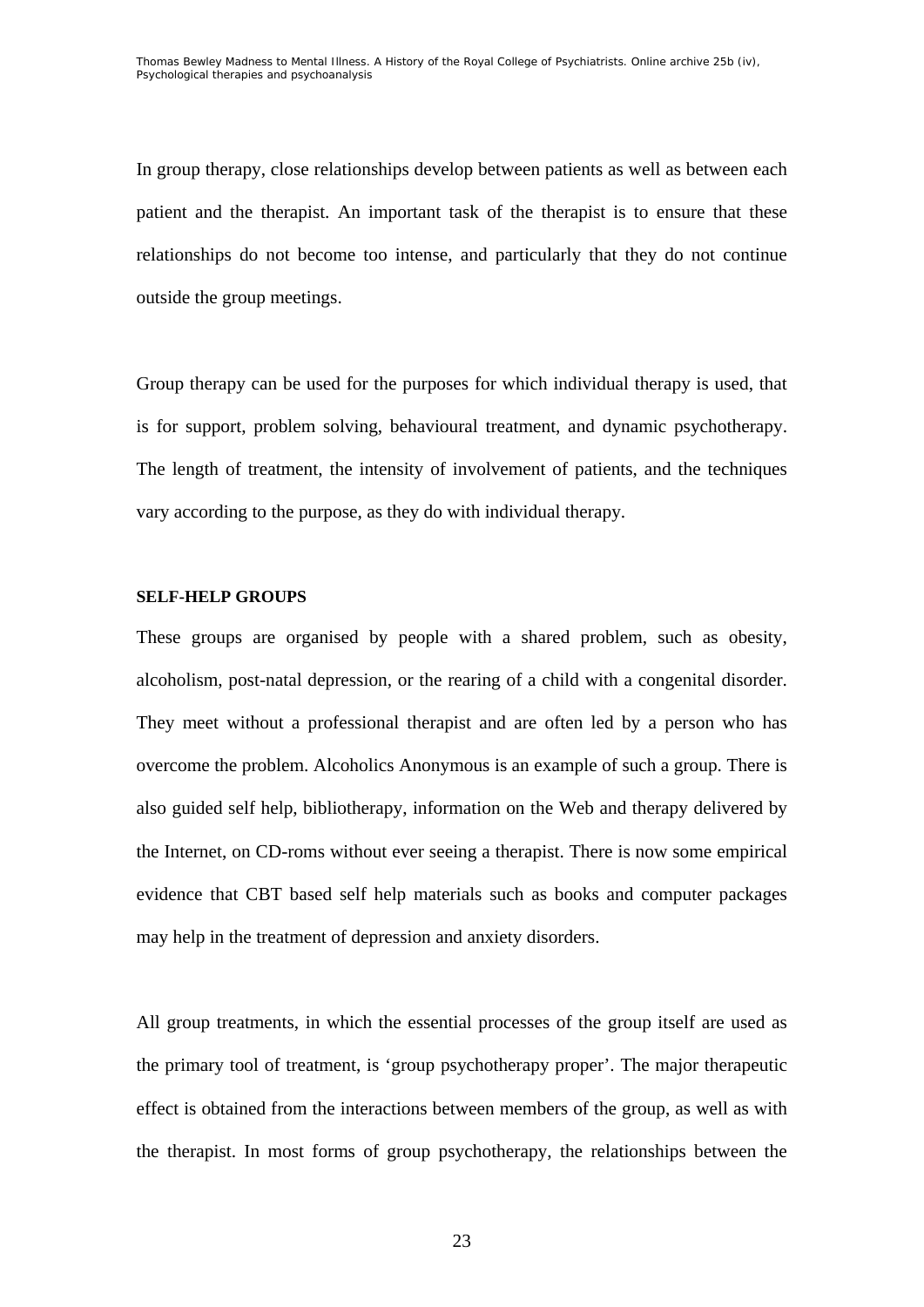In group therapy, close relationships develop between patients as well as between each patient and the therapist. An important task of the therapist is to ensure that these relationships do not become too intense, and particularly that they do not continue outside the group meetings.

Group therapy can be used for the purposes for which individual therapy is used, that is for support, problem solving, behavioural treatment, and dynamic psychotherapy. The length of treatment, the intensity of involvement of patients, and the techniques vary according to the purpose, as they do with individual therapy.

**SELF-HELP GROUPS**

These groups are organised by people with a shared problem, such as obesity, alcoholism, post-natal depression, or the rearing of a child with a congenital disorder. They meet without a professional therapist and are often led by a person who has overcome the problem. Alcoholics Anonymous is an example of such a group. There is also guided self help, bibliotherapy, information on the Web and therapy delivered by the Internet, on CD-roms without ever seeing a therapist. There is now some empirical evidence that CBT based self help materials such as books and computer packages may help in the treatment of depression and anxiety disorders.

All group treatments, in which the essential processes of the group itself are used as the primary tool of treatment, is 'group psychotherapy proper'. The major therapeutic effect is obtained from the interactions between members of the group, as well as with the therapist. In most forms of group psychotherapy, the relationships between the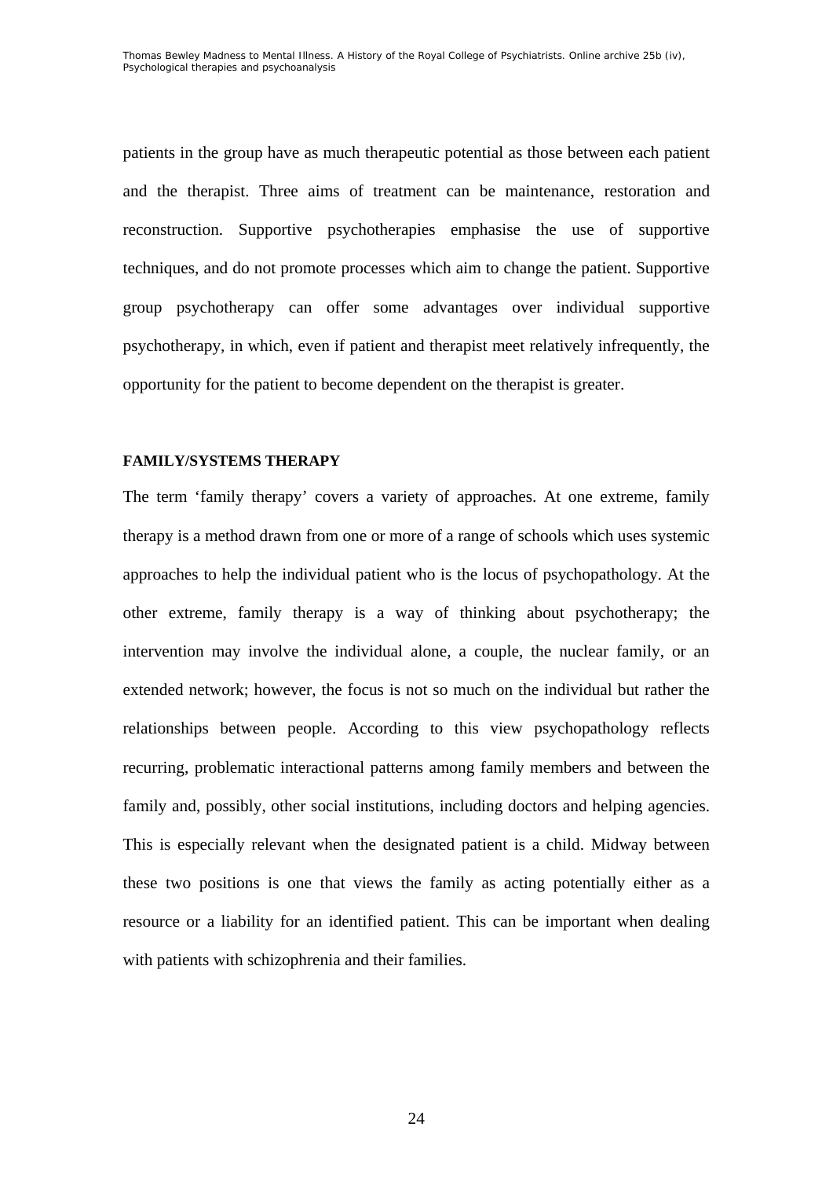patients in the group have as much therapeutic potential as those between each patient and the therapist. Three aims of treatment can be maintenance, restoration and reconstruction. Supportive psychotherapies emphasise the use of supportive techniques, and do not promote processes which aim to change the patient. Supportive group psychotherapy can offer some advantages over individual supportive psychotherapy, in which, even if patient and therapist meet relatively infrequently, the opportunity for the patient to become dependent on the therapist is greater.

**FAMILY/SYSTEMS THERAPY**

The term 'family therapy' covers a variety of approaches. At one extreme, family therapy is a method drawn from one or more of a range of schools which uses systemic approaches to help the individual patient who is the locus of psychopathology. At the other extreme, family therapy is a way of thinking about psychotherapy; the intervention may involve the individual alone, a couple, the nuclear family, or an extended network; however, the focus is not so much on the individual but rather the relationships between people. According to this view psychopathology reflects recurring, problematic interactional patterns among family members and between the family and, possibly, other social institutions, including doctors and helping agencies. This is especially relevant when the designated patient is a child. Midway between these two positions is one that views the family as acting potentially either as a resource or a liability for an identified patient. This can be important when dealing with patients with schizophrenia and their families.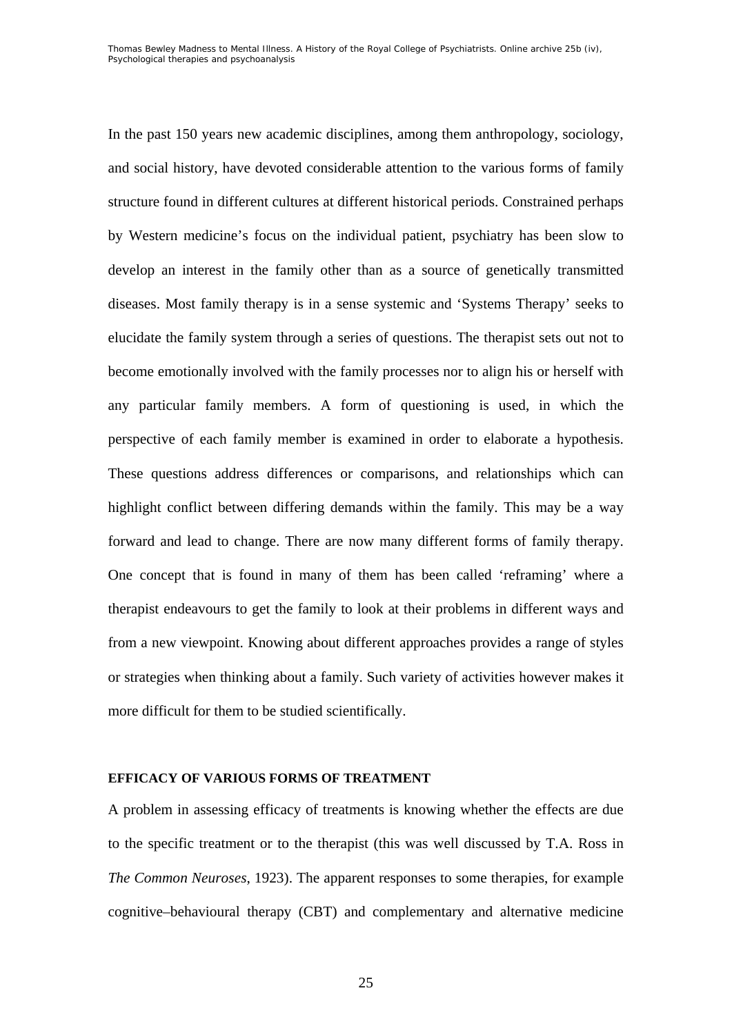In the past 150 years new academic disciplines, among them anthropology, sociology, and social history, have devoted considerable attention to the various forms of family structure found in different cultures at different historical periods. Constrained perhaps by Western medicine's focus on the individual patient, psychiatry has been slow to develop an interest in the family other than as a source of genetically transmitted diseases. Most family therapy is in a sense systemic and 'Systems Therapy' seeks to elucidate the family system through a series of questions. The therapist sets out not to become emotionally involved with the family processes nor to align his or herself with any particular family members. A form of questioning is used, in which the perspective of each family member is examined in order to elaborate a hypothesis. These questions address differences or comparisons, and relationships which can highlight conflict between differing demands within the family. This may be a way forward and lead to change. There are now many different forms of family therapy. One concept that is found in many of them has been called 'reframing' where a therapist endeavours to get the family to look at their problems in different ways and from a new viewpoint. Knowing about different approaches provides a range of styles or strategies when thinking about a family. Such variety of activities however makes it more difficult for them to be studied scientifically.

**EFFICACY OF VARIOUS FORMS OF TREATMENT**

A problem in assessing efficacy of treatments is knowing whether the effects are due to the specific treatment or to the therapist (this was well discussed by T.A. Ross in *The Common Neuroses*, 1923). The apparent responses to some therapies, for example cognitive–behavioural therapy (CBT) and complementary and alternative medicine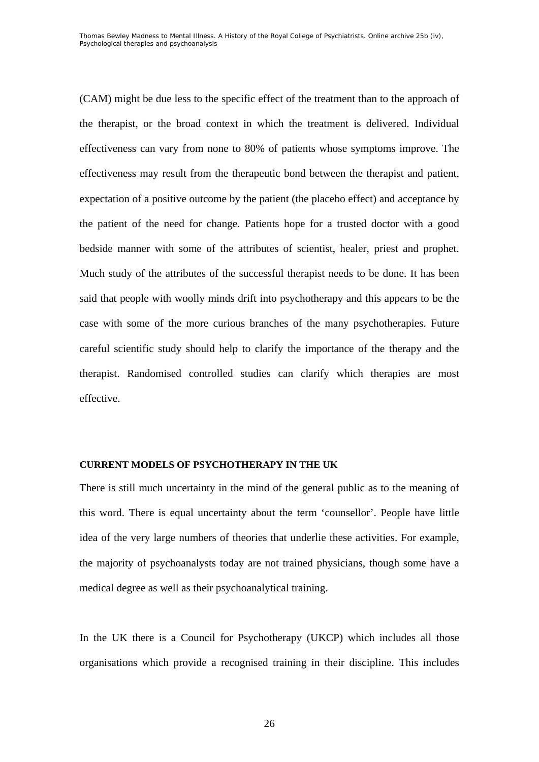(CAM) might be due less to the specific effect of the treatment than to the approach of the therapist, or the broad context in which the treatment is delivered. Individual effectiveness can vary from none to 80% of patients whose symptoms improve. The effectiveness may result from the therapeutic bond between the therapist and patient, expectation of a positive outcome by the patient (the placebo effect) and acceptance by the patient of the need for change. Patients hope for a trusted doctor with a good bedside manner with some of the attributes of scientist, healer, priest and prophet. Much study of the attributes of the successful therapist needs to be done. It has been said that people with woolly minds drift into psychotherapy and this appears to be the case with some of the more curious branches of the many psychotherapies. Future careful scientific study should help to clarify the importance of the therapy and the therapist. Randomised controlled studies can clarify which therapies are most effective.

**CURRENT MODELS OF PSYCHOTHERAPY IN THE UK**

There is still much uncertainty in the mind of the general public as to the meaning of this word. There is equal uncertainty about the term 'counsellor'. People have little idea of the very large numbers of theories that underlie these activities. For example, the majority of psychoanalysts today are not trained physicians, though some have a medical degree as well as their psychoanalytical training.

In the UK there is a Council for Psychotherapy (UKCP) which includes all those organisations which provide a recognised training in their discipline. This includes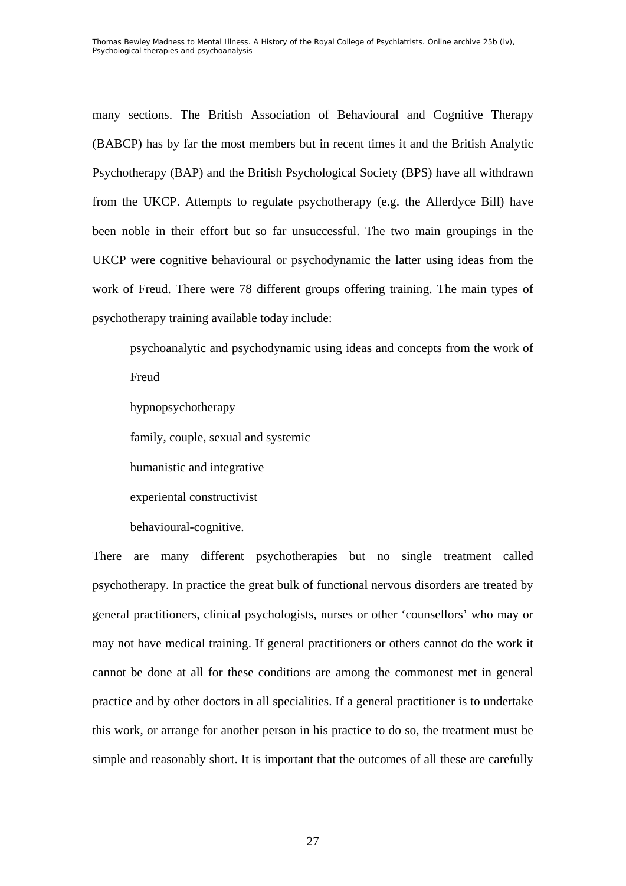many sections. The British Association of Behavioural and Cognitive Therapy (BABCP) has by far the most members but in recent times it and the British Analytic Psychotherapy (BAP) and the British Psychological Society (BPS) have all withdrawn from the UKCP. Attempts to regulate psychotherapy (e.g. the Allerdyce Bill) have been noble in their effort but so far unsuccessful. The two main groupings in the UKCP were cognitive behavioural or psychodynamic the latter using ideas from the work of Freud. There were 78 different groups offering training. The main types of psychotherapy training available today include:

> psychoanalytic and psychodynamic using ideas and concepts from the work of Freud
>
> hypnopsychotherapy
>
> family, couple, sexual and systemic
>
> humanistic and integrative
>
> experiental constructivist
>
> behavioural-cognitive.

There are many different psychotherapies but no single treatment called psychotherapy. In practice the great bulk of functional nervous disorders are treated by general practitioners, clinical psychologists, nurses or other 'counsellors' who may or may not have medical training. If general practitioners or others cannot do the work it cannot be done at all for these conditions are among the commonest met in general practice and by other doctors in all specialities. If a general practitioner is to undertake this work, or arrange for another person in his practice to do so, the treatment must be simple and reasonably short. It is important that the outcomes of all these are carefully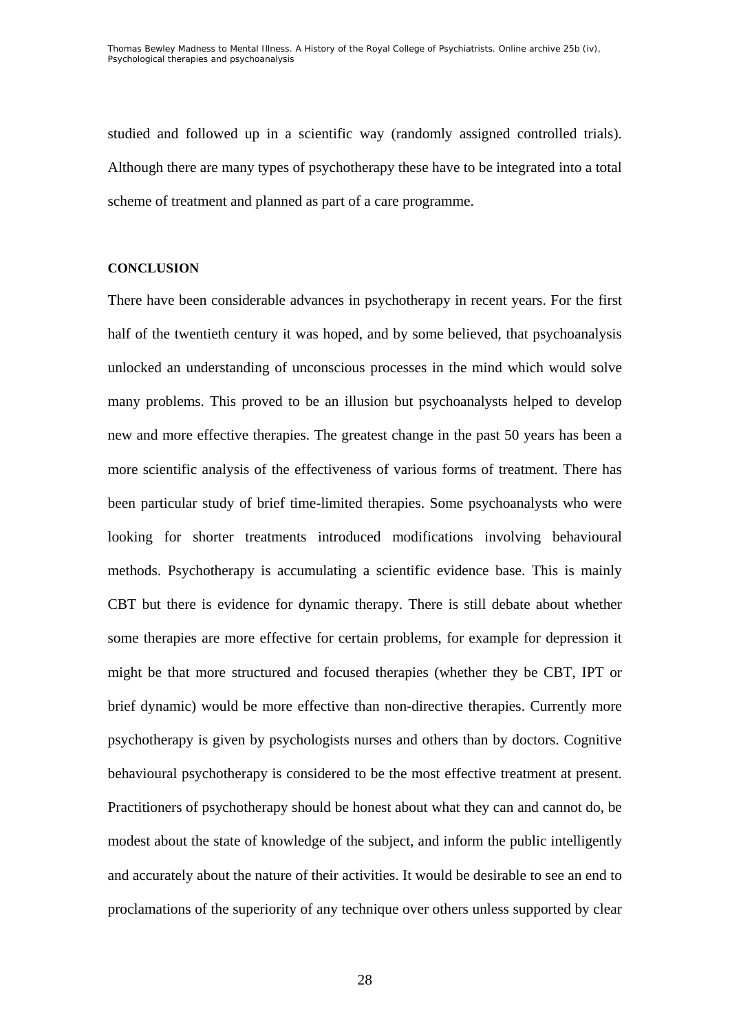studied and followed up in a scientific way (randomly assigned controlled trials). Although there are many types of psychotherapy these have to be integrated into a total scheme of treatment and planned as part of a care programme.

**CONCLUSION**

There have been considerable advances in psychotherapy in recent years. For the first half of the twentieth century it was hoped, and by some believed, that psychoanalysis unlocked an understanding of unconscious processes in the mind which would solve many problems. This proved to be an illusion but psychoanalysts helped to develop new and more effective therapies. The greatest change in the past 50 years has been a more scientific analysis of the effectiveness of various forms of treatment. There has been particular study of brief time-limited therapies. Some psychoanalysts who were looking for shorter treatments introduced modifications involving behavioural methods. Psychotherapy is accumulating a scientific evidence base. This is mainly CBT but there is evidence for dynamic therapy. There is still debate about whether some therapies are more effective for certain problems, for example for depression it might be that more structured and focused therapies (whether they be CBT, IPT or brief dynamic) would be more effective than non-directive therapies. Currently more psychotherapy is given by psychologists nurses and others than by doctors. Cognitive behavioural psychotherapy is considered to be the most effective treatment at present. Practitioners of psychotherapy should be honest about what they can and cannot do, be modest about the state of knowledge of the subject, and inform the public intelligently and accurately about the nature of their activities. It would be desirable to see an end to proclamations of the superiority of any technique over others unless supported by clear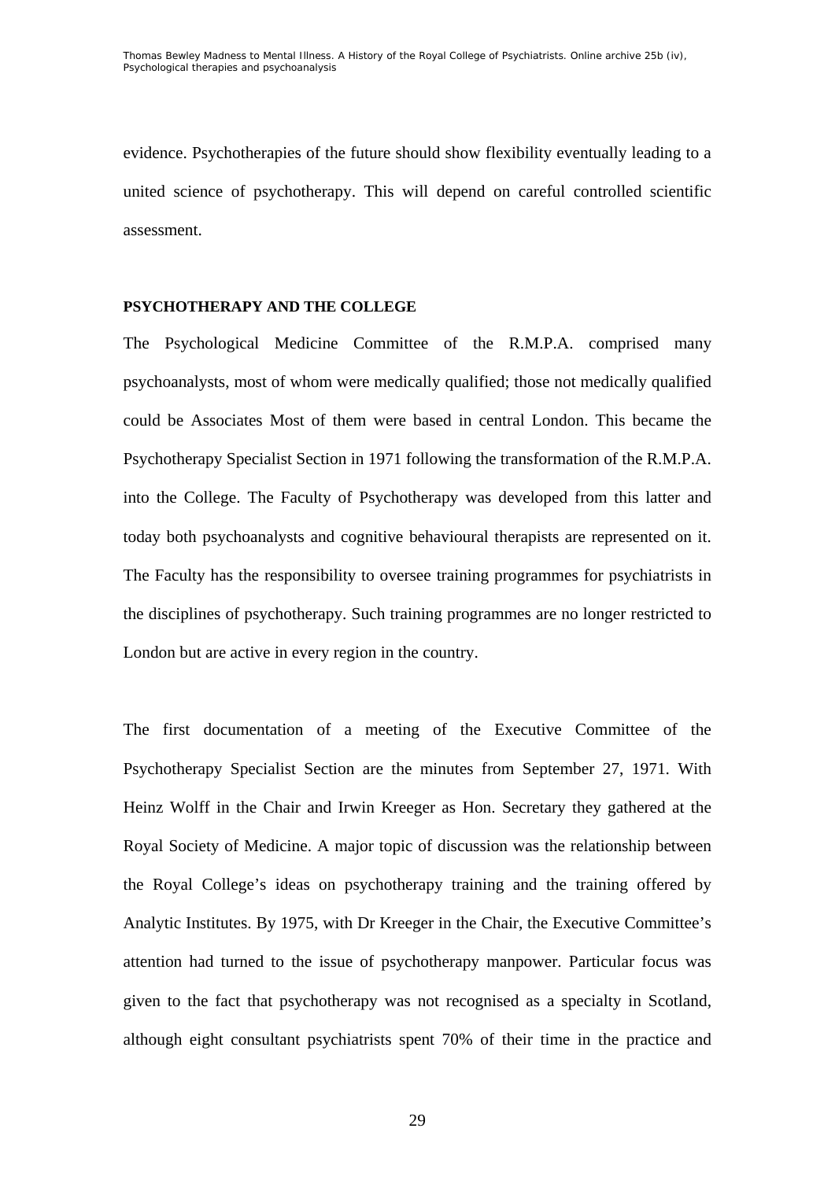evidence. Psychotherapies of the future should show flexibility eventually leading to a united science of psychotherapy. This will depend on careful controlled scientific assessment.

**PSYCHOTHERAPY AND THE COLLEGE**

The Psychological Medicine Committee of the R.M.P.A. comprised many psychoanalysts, most of whom were medically qualified; those not medically qualified could be Associates Most of them were based in central London. This became the Psychotherapy Specialist Section in 1971 following the transformation of the R.M.P.A. into the College. The Faculty of Psychotherapy was developed from this latter and today both psychoanalysts and cognitive behavioural therapists are represented on it. The Faculty has the responsibility to oversee training programmes for psychiatrists in the disciplines of psychotherapy. Such training programmes are no longer restricted to London but are active in every region in the country.

The first documentation of a meeting of the Executive Committee of the Psychotherapy Specialist Section are the minutes from September 27, 1971. With Heinz Wolff in the Chair and Irwin Kreeger as Hon. Secretary they gathered at the Royal Society of Medicine. A major topic of discussion was the relationship between the Royal College's ideas on psychotherapy training and the training offered by Analytic Institutes. By 1975, with Dr Kreeger in the Chair, the Executive Committee's attention had turned to the issue of psychotherapy manpower. Particular focus was given to the fact that psychotherapy was not recognised as a specialty in Scotland, although eight consultant psychiatrists spent 70% of their time in the practice and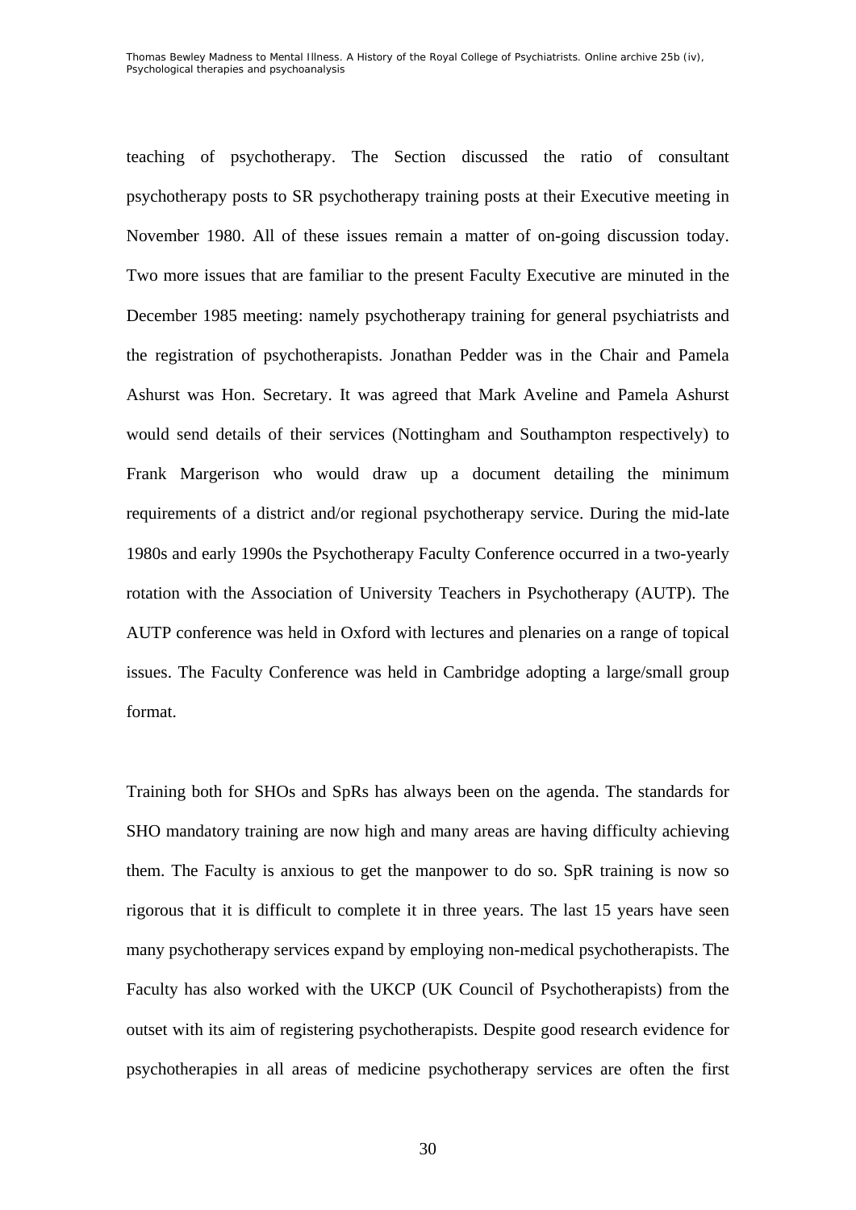teaching of psychotherapy. The Section discussed the ratio of consultant psychotherapy posts to SR psychotherapy training posts at their Executive meeting in November 1980. All of these issues remain a matter of on-going discussion today. Two more issues that are familiar to the present Faculty Executive are minuted in the December 1985 meeting: namely psychotherapy training for general psychiatrists and the registration of psychotherapists. Jonathan Pedder was in the Chair and Pamela Ashurst was Hon. Secretary. It was agreed that Mark Aveline and Pamela Ashurst would send details of their services (Nottingham and Southampton respectively) to Frank Margerison who would draw up a document detailing the minimum requirements of a district and/or regional psychotherapy service. During the mid-late 1980s and early 1990s the Psychotherapy Faculty Conference occurred in a two-yearly rotation with the Association of University Teachers in Psychotherapy (AUTP). The AUTP conference was held in Oxford with lectures and plenaries on a range of topical issues. The Faculty Conference was held in Cambridge adopting a large/small group format.

Training both for SHOs and SpRs has always been on the agenda. The standards for SHO mandatory training are now high and many areas are having difficulty achieving them. The Faculty is anxious to get the manpower to do so. SpR training is now so rigorous that it is difficult to complete it in three years. The last 15 years have seen many psychotherapy services expand by employing non-medical psychotherapists. The Faculty has also worked with the UKCP (UK Council of Psychotherapists) from the outset with its aim of registering psychotherapists. Despite good research evidence for psychotherapies in all areas of medicine psychotherapy services are often the first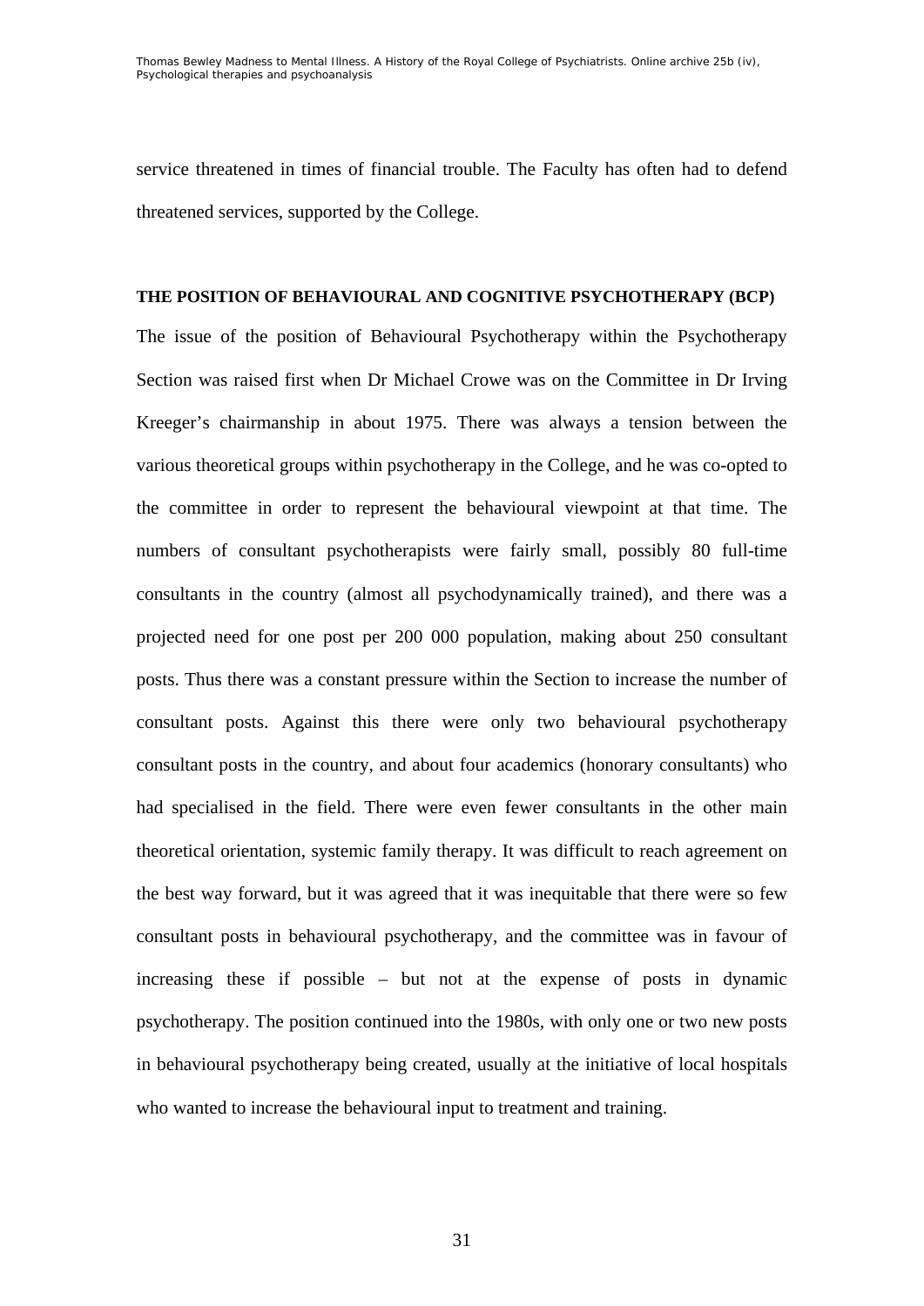service threatened in times of financial trouble. The Faculty has often had to defend threatened services, supported by the College.

**THE POSITION OF BEHAVIOURAL AND COGNITIVE PSYCHOTHERAPY (BCP)**

The issue of the position of Behavioural Psychotherapy within the Psychotherapy Section was raised first when Dr Michael Crowe was on the Committee in Dr Irving Kreeger's chairmanship in about 1975. There was always a tension between the various theoretical groups within psychotherapy in the College, and he was co-opted to the committee in order to represent the behavioural viewpoint at that time. The numbers of consultant psychotherapists were fairly small, possibly 80 full-time consultants in the country (almost all psychodynamically trained), and there was a projected need for one post per 200 000 population, making about 250 consultant posts. Thus there was a constant pressure within the Section to increase the number of consultant posts. Against this there were only two behavioural psychotherapy consultant posts in the country, and about four academics (honorary consultants) who had specialised in the field. There were even fewer consultants in the other main theoretical orientation, systemic family therapy. It was difficult to reach agreement on the best way forward, but it was agreed that it was inequitable that there were so few consultant posts in behavioural psychotherapy, and the committee was in favour of increasing these if possible – but not at the expense of posts in dynamic psychotherapy. The position continued into the 1980s, with only one or two new posts in behavioural psychotherapy being created, usually at the initiative of local hospitals who wanted to increase the behavioural input to treatment and training.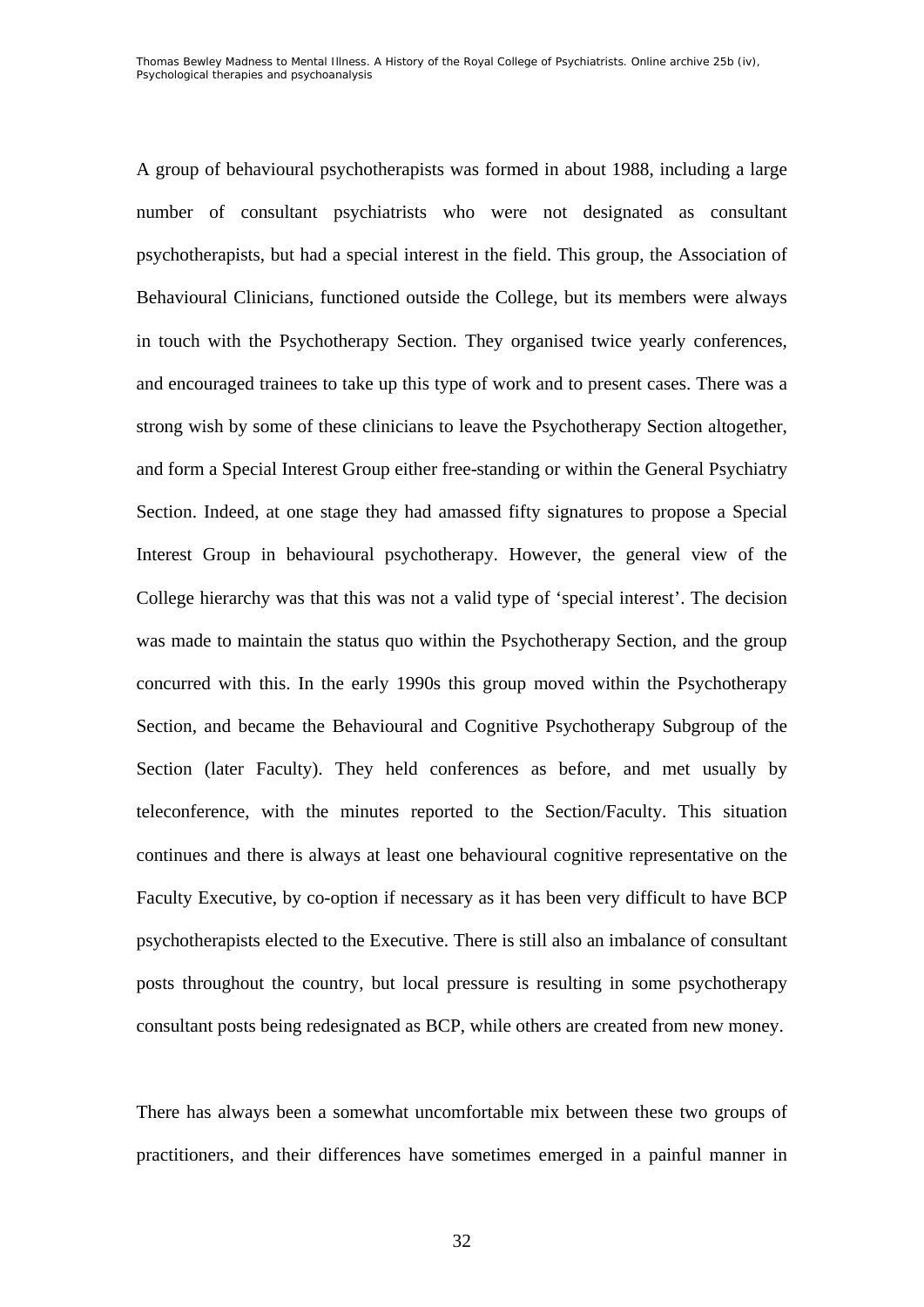A group of behavioural psychotherapists was formed in about 1988, including a large number of consultant psychiatrists who were not designated as consultant psychotherapists, but had a special interest in the field. This group, the Association of Behavioural Clinicians, functioned outside the College, but its members were always in touch with the Psychotherapy Section. They organised twice yearly conferences, and encouraged trainees to take up this type of work and to present cases. There was a strong wish by some of these clinicians to leave the Psychotherapy Section altogether, and form a Special Interest Group either free-standing or within the General Psychiatry Section. Indeed, at one stage they had amassed fifty signatures to propose a Special Interest Group in behavioural psychotherapy. However, the general view of the College hierarchy was that this was not a valid type of 'special interest'. The decision was made to maintain the status quo within the Psychotherapy Section, and the group concurred with this. In the early 1990s this group moved within the Psychotherapy Section, and became the Behavioural and Cognitive Psychotherapy Subgroup of the Section (later Faculty). They held conferences as before, and met usually by teleconference, with the minutes reported to the Section/Faculty. This situation continues and there is always at least one behavioural cognitive representative on the Faculty Executive, by co-option if necessary as it has been very difficult to have BCP psychotherapists elected to the Executive. There is still also an imbalance of consultant posts throughout the country, but local pressure is resulting in some psychotherapy consultant posts being redesignated as BCP, while others are created from new money.

There has always been a somewhat uncomfortable mix between these two groups of practitioners, and their differences have sometimes emerged in a painful manner in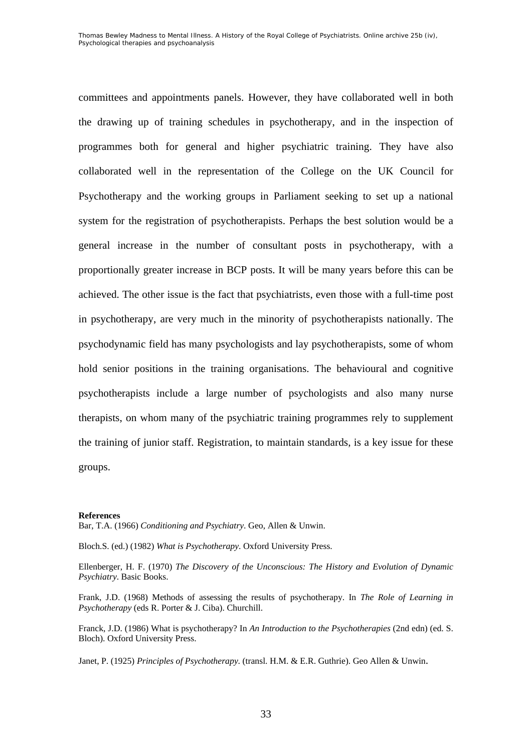committees and appointments panels. However, they have collaborated well in both the drawing up of training schedules in psychotherapy, and in the inspection of programmes both for general and higher psychiatric training. They have also collaborated well in the representation of the College on the UK Council for Psychotherapy and the working groups in Parliament seeking to set up a national system for the registration of psychotherapists. Perhaps the best solution would be a general increase in the number of consultant posts in psychotherapy, with a proportionally greater increase in BCP posts. It will be many years before this can be achieved. The other issue is the fact that psychiatrists, even those with a full-time post in psychotherapy, are very much in the minority of psychotherapists nationally. The psychodynamic field has many psychologists and lay psychotherapists, some of whom hold senior positions in the training organisations. The behavioural and cognitive psychotherapists include a large number of psychologists and also many nurse therapists, on whom many of the psychiatric training programmes rely to supplement the training of junior staff. Registration, to maintain standards, is a key issue for these groups.

**References**

Bar, T.A. (1966) *Conditioning and Psychiatry*. Geo, Allen & Unwin.

Bloch.S. (ed.) (1982) *What is Psychotherapy*. Oxford University Press.

Ellenberger, H. F. (1970) *The Discovery of the Unconscious: The History and Evolution of Dynamic Psychiatry*. Basic Books.

Frank, J.D. (1968) Methods of assessing the results of psychotherapy. In *The Role of Learning in Psychotherapy* (eds R. Porter & J. Ciba). Churchill.

Franck, J.D. (1986) What is psychotherapy? In *An Introduction to the Psychotherapies* (2nd edn) (ed. S. Bloch). Oxford University Press.

Janet, P. (1925) *Principles of Psychotherapy*. (transl. H.M. & E.R. Guthrie). Geo Allen & Unwin.